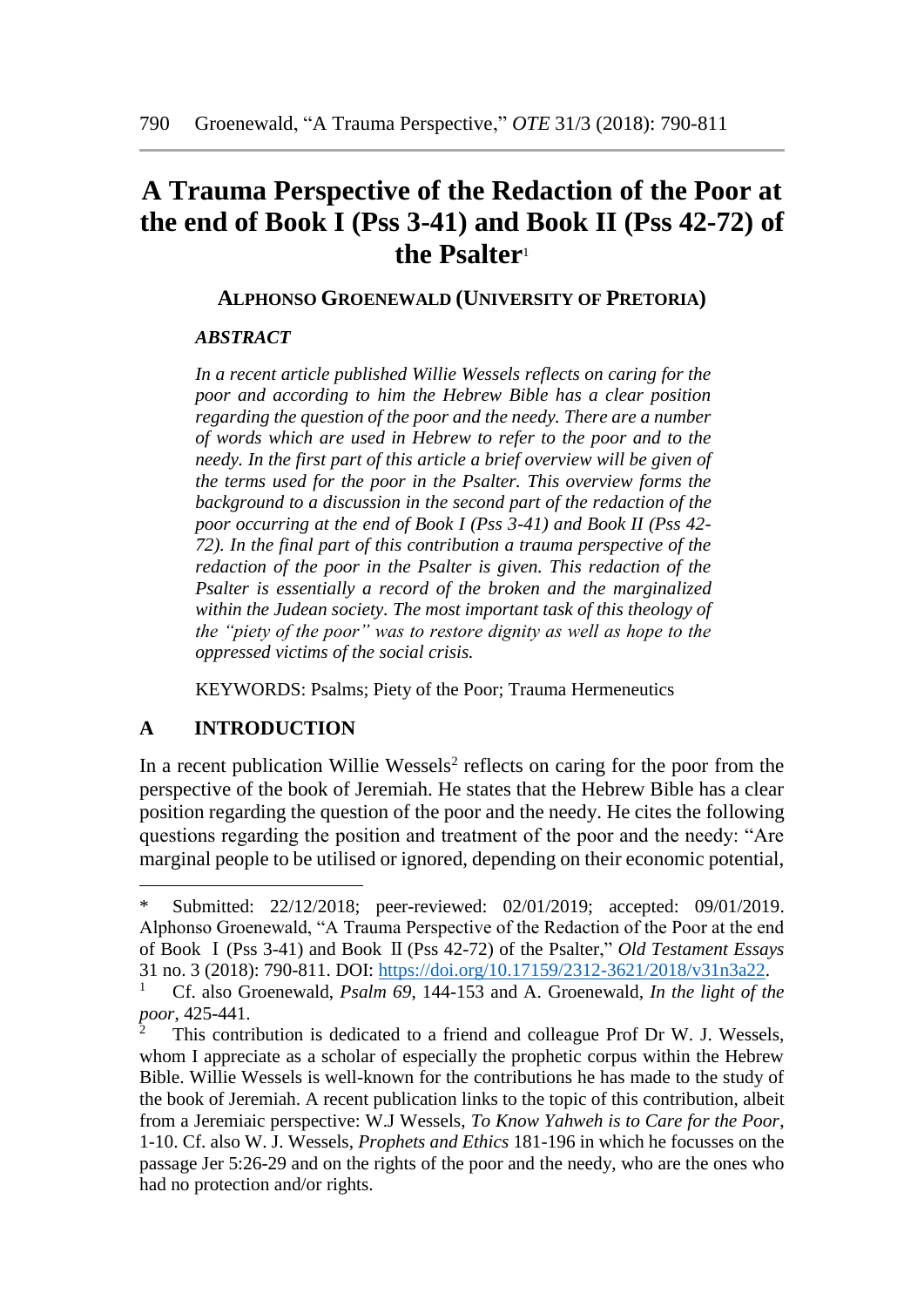# A Trauma Perspective of the Redaction of the Poor at the end of Book I (Pss 3-41) and Book II (Pss 42-72) of the Psalter[1]

**ALPHONSO GROENEWALD (UNIVERSITY OF PRETORIA)**

***ABSTRACT***

*In a recent article published Willie Wessels reflects on caring for the poor and according to him the Hebrew Bible has a clear position regarding the question of the poor and the needy. There are a number of words which are used in Hebrew to refer to the poor and to the needy. In the first part of this article a brief overview will be given of the terms used for the poor in the Psalter. This overview forms the background to a discussion in the second part of the redaction of the poor occurring at the end of Book I (Pss 3-41) and Book II (Pss 42-72). In the final part of this contribution a trauma perspective of the redaction of the poor in the Psalter is given. This redaction of the Psalter is essentially a record of the broken and the marginalized within the Judean society. The most important task of this theology of the "piety of the poor" was to restore dignity as well as hope to the oppressed victims of the social crisis.*

KEYWORDS: Psalms; Piety of the Poor; Trauma Hermeneutics

## A INTRODUCTION

In a recent publication Willie Wessels[2] reflects on caring for the poor from the perspective of the book of Jeremiah. He states that the Hebrew Bible has a clear position regarding the question of the poor and the needy. He cites the following questions regarding the position and treatment of the poor and the needy: "Are marginal people to be utilised or ignored, depending on their economic potential,

---

\* Submitted: 22/12/2018; peer-reviewed: 02/01/2019; accepted: 09/01/2019. Alphonso Groenewald, "A Trauma Perspective of the Redaction of the Poor at the end of Book I (Pss 3-41) and Book II (Pss 42-72) of the Psalter," *Old Testament Essays* 31 no. 3 (2018): 790-811. DOI: https://doi.org/10.17159/2312-3621/2018/v31n3a22.

[1] Cf. also Groenewald, *Psalm 69*, 144-153 and A. Groenewald, *In the light of the poor*, 425-441.

[2] This contribution is dedicated to a friend and colleague Prof Dr W. J. Wessels, whom I appreciate as a scholar of especially the prophetic corpus within the Hebrew Bible. Willie Wessels is well-known for the contributions he has made to the study of the book of Jeremiah. A recent publication links to the topic of this contribution, albeit from a Jeremiaic perspective: W.J Wessels, *To Know Yahweh is to Care for the Poor*, 1-10. Cf. also W. J. Wessels, *Prophets and Ethics* 181-196 in which he focusses on the passage Jer 5:26-29 and on the rights of the poor and the needy, who are the ones who had no protection and/or rights.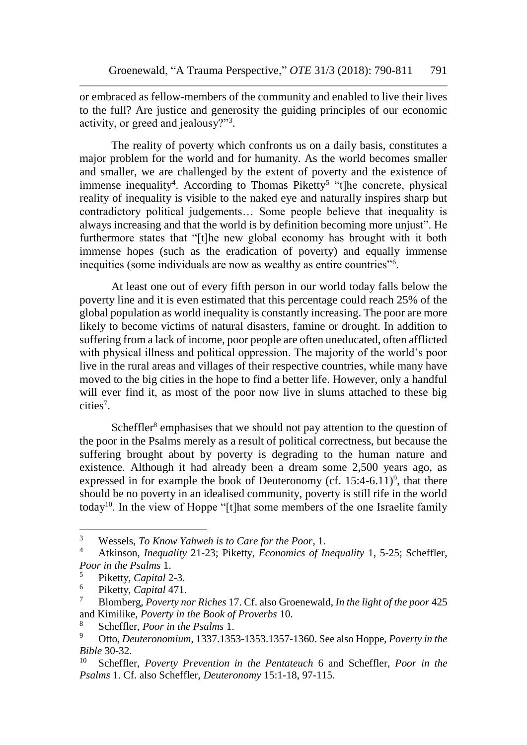or embraced as fellow-members of the community and enabled to live their lives to the full? Are justice and generosity the guiding principles of our economic activity, or greed and jealousy?"[3].

The reality of poverty which confronts us on a daily basis, constitutes a major problem for the world and for humanity. As the world becomes smaller and smaller, we are challenged by the extent of poverty and the existence of immense inequality[4]. According to Thomas Piketty[5] "t]he concrete, physical reality of inequality is visible to the naked eye and naturally inspires sharp but contradictory political judgements… Some people believe that inequality is always increasing and that the world is by definition becoming more unjust". He furthermore states that "[t]he new global economy has brought with it both immense hopes (such as the eradication of poverty) and equally immense inequities (some individuals are now as wealthy as entire countries"[6].

At least one out of every fifth person in our world today falls below the poverty line and it is even estimated that this percentage could reach 25% of the global population as world inequality is constantly increasing. The poor are more likely to become victims of natural disasters, famine or drought. In addition to suffering from a lack of income, poor people are often uneducated, often afflicted with physical illness and political oppression. The majority of the world's poor live in the rural areas and villages of their respective countries, while many have moved to the big cities in the hope to find a better life. However, only a handful will ever find it, as most of the poor now live in slums attached to these big cities[7].

Scheffler[8] emphasises that we should not pay attention to the question of the poor in the Psalms merely as a result of political correctness, but because the suffering brought about by poverty is degrading to the human nature and existence. Although it had already been a dream some 2,500 years ago, as expressed in for example the book of Deuteronomy (cf. 15:4-6.11)[9], that there should be no poverty in an idealised community, poverty is still rife in the world today[10]. In the view of Hoppe "[t]hat some members of the one Israelite family

---

[3] Wessels, *To Know Yahweh is to Care for the Poor*, 1.

[4] Atkinson, *Inequality* 21-23; Piketty, *Economics of Inequality* 1, 5-25; Scheffler, *Poor in the Psalms* 1.

[5] Piketty, *Capital* 2-3.

[6] Piketty, *Capital* 471.

[7] Blomberg, *Poverty nor Riches* 17. Cf. also Groenewald, *In the light of the poor* 425 and Kimilike, *Poverty in the Book of Proverbs* 10.

[8] Scheffler, *Poor in the Psalms* 1.

[9] Otto, *Deuteronomium*, 1337.1353-1353.1357-1360. See also Hoppe, *Poverty in the Bible* 30-32.

[10] Scheffler, *Poverty Prevention in the Pentateuch* 6 and Scheffler, *Poor in the Psalms* 1. Cf. also Scheffler, *Deuteronomy* 15:1-18, 97-115.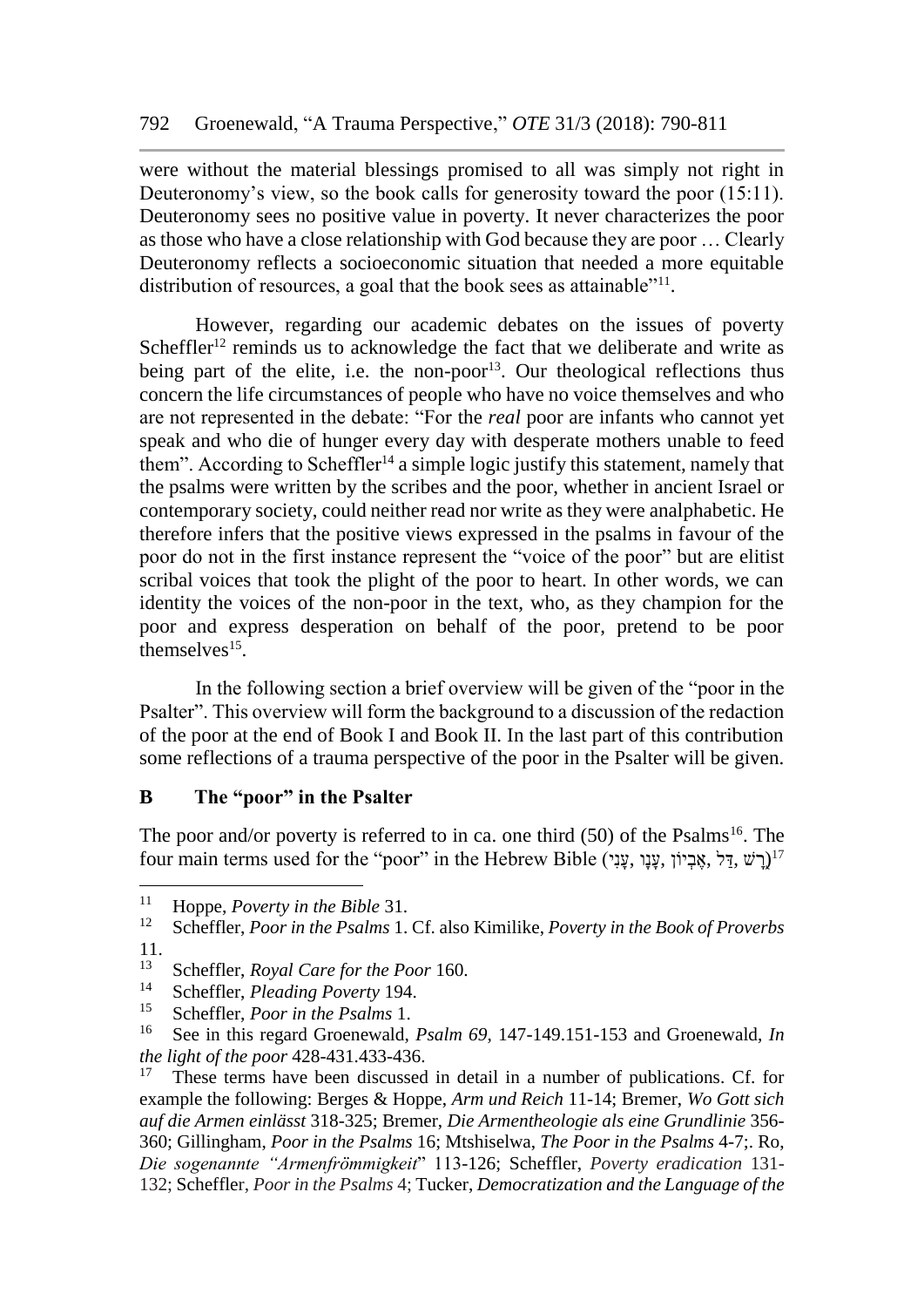were without the material blessings promised to all was simply not right in Deuteronomy's view, so the book calls for generosity toward the poor (15:11). Deuteronomy sees no positive value in poverty. It never characterizes the poor as those who have a close relationship with God because they are poor … Clearly Deuteronomy reflects a socioeconomic situation that needed a more equitable distribution of resources, a goal that the book sees as attainable"[11].

However, regarding our academic debates on the issues of poverty Scheffler[12] reminds us to acknowledge the fact that we deliberate and write as being part of the elite, i.e. the non-poor[13]. Our theological reflections thus concern the life circumstances of people who have no voice themselves and who are not represented in the debate: "For the *real* poor are infants who cannot yet speak and who die of hunger every day with desperate mothers unable to feed them". According to Scheffler[14] a simple logic justify this statement, namely that the psalms were written by the scribes and the poor, whether in ancient Israel or contemporary society, could neither read nor write as they were analphabetic. He therefore infers that the positive views expressed in the psalms in favour of the poor do not in the first instance represent the "voice of the poor" but are elitist scribal voices that took the plight of the poor to heart. In other words, we can identity the voices of the non-poor in the text, who, as they champion for the poor and express desperation on behalf of the poor, pretend to be poor themselves[15].

In the following section a brief overview will be given of the "poor in the Psalter". This overview will form the background to a discussion of the redaction of the poor at the end of Book I and Book II. In the last part of this contribution some reflections of a trauma perspective of the poor in the Psalter will be given.

## B The "poor" in the Psalter

The poor and/or poverty is referred to in ca. one third (50) of the Psalms[16]. The four main terms used for the "poor" in the Hebrew Bible (עָנִי, עָנָו, אֶבְיוֹן, דַּל, רָשׁ)[17]

---

[11] Hoppe, *Poverty in the Bible* 31.

[12] Scheffler, *Poor in the Psalms* 1. Cf. also Kimilike, *Poverty in the Book of Proverbs* 11.

[13] Scheffler, *Royal Care for the Poor* 160.

[14] Scheffler, *Pleading Poverty* 194.

[15] Scheffler, *Poor in the Psalms* 1.

[16] See in this regard Groenewald, *Psalm 69*, 147-149.151-153 and Groenewald, *In the light of the poor* 428-431.433-436.

[17] These terms have been discussed in detail in a number of publications. Cf. for example the following: Berges & Hoppe, *Arm und Reich* 11-14; Bremer, *Wo Gott sich auf die Armen einlässt* 318-325; Bremer, *Die Armentheologie als eine Grundlinie* 356-360; Gillingham, *Poor in the Psalms* 16; Mtshiselwa, *The Poor in the Psalms* 4-7;. Ro, *Die sogenannte "Armenfrömmigkeit*" 113-126; Scheffler, *Poverty eradication* 131-132; Scheffler, *Poor in the Psalms* 4; Tucker, *Democratization and the Language of the*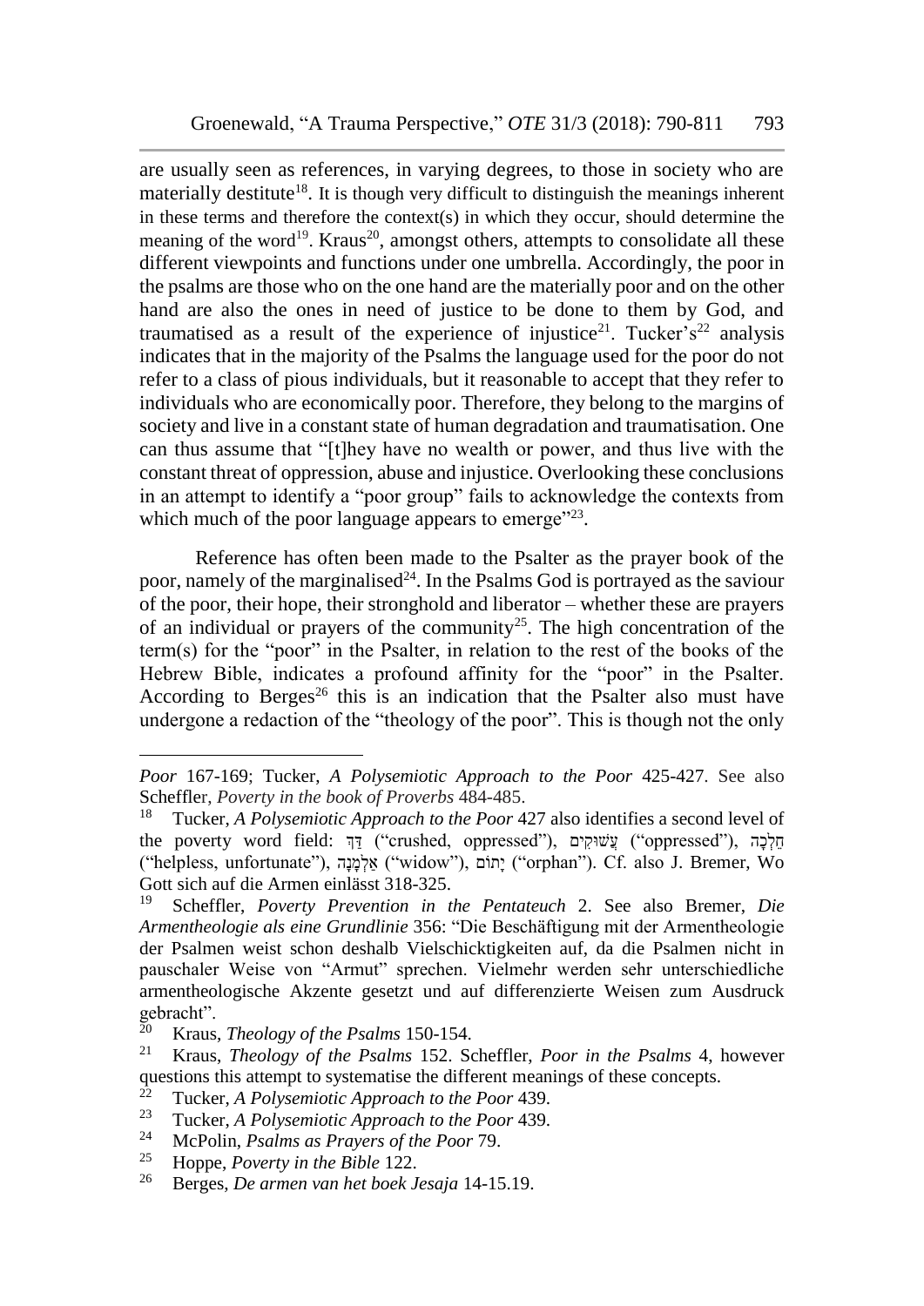are usually seen as references, in varying degrees, to those in society who are materially destitute[18]. It is though very difficult to distinguish the meanings inherent in these terms and therefore the context(s) in which they occur, should determine the meaning of the word[19]. Kraus[20], amongst others, attempts to consolidate all these different viewpoints and functions under one umbrella. Accordingly, the poor in the psalms are those who on the one hand are the materially poor and on the other hand are also the ones in need of justice to be done to them by God, and traumatised as a result of the experience of injustice[21]. Tucker's[22] analysis indicates that in the majority of the Psalms the language used for the poor do not refer to a class of pious individuals, but it reasonable to accept that they refer to individuals who are economically poor. Therefore, they belong to the margins of society and live in a constant state of human degradation and traumatisation. One can thus assume that "[t]hey have no wealth or power, and thus live with the constant threat of oppression, abuse and injustice. Overlooking these conclusions in an attempt to identify a "poor group" fails to acknowledge the contexts from which much of the poor language appears to emerge"[23].

Reference has often been made to the Psalter as the prayer book of the poor, namely of the marginalised[24]. In the Psalms God is portrayed as the saviour of the poor, their hope, their stronghold and liberator – whether these are prayers of an individual or prayers of the community[25]. The high concentration of the term(s) for the "poor" in the Psalter, in relation to the rest of the books of the Hebrew Bible, indicates a profound affinity for the "poor" in the Psalter. According to Berges[26] this is an indication that the Psalter also must have undergone a redaction of the "theology of the poor". This is though not the only

---

*Poor* 167-169; Tucker, *A Polysemiotic Approach to the Poor* 425-427. See also Scheffler, *Poverty in the book of Proverbs* 484-485.

[18] Tucker, *A Polysemiotic Approach to the Poor* 427 also identifies a second level of the poverty word field: דַּךְ ("crushed, oppressed"), עֲשׁוּקִים ("oppressed"), חֵלְכָה ("helpless, unfortunate"), אַלְמָנָה ("widow"), יָתוֹם ("orphan"). Cf. also J. Bremer, Wo Gott sich auf die Armen einlässt 318-325.

[19] Scheffler, *Poverty Prevention in the Pentateuch* 2. See also Bremer, *Die Armentheologie als eine Grundlinie* 356: "Die Beschäftigung mit der Armentheologie der Psalmen weist schon deshalb Vielschichtigkeiten auf, da die Psalmen nicht in pauschaler Weise von "Armut" sprechen. Vielmehr werden sehr unterschiedliche armentheologische Akzente gesetzt und auf differenzierte Weisen zum Ausdruck gebracht".

[20] Kraus, *Theology of the Psalms* 150-154.

[21] Kraus, *Theology of the Psalms* 152. Scheffler, *Poor in the Psalms* 4, however questions this attempt to systematise the different meanings of these concepts.

[22] Tucker, *A Polysemiotic Approach to the Poor* 439.

[23] Tucker, *A Polysemiotic Approach to the Poor* 439.

[24] McPolin, *Psalms as Prayers of the Poor* 79.

[25] Hoppe, *Poverty in the Bible* 122.

[26] Berges, *De armen van het boek Jesaja* 14-15.19.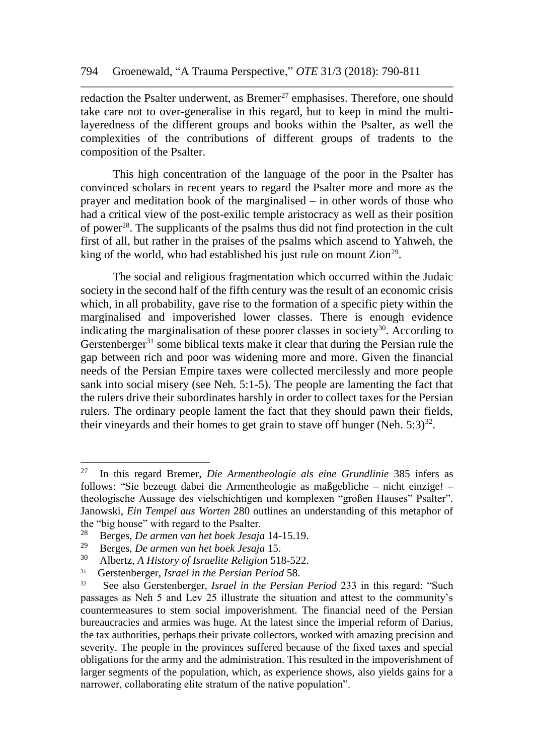redaction the Psalter underwent, as Bremer[27] emphasises. Therefore, one should take care not to over-generalise in this regard, but to keep in mind the multi-layeredness of the different groups and books within the Psalter, as well the complexities of the contributions of different groups of tradents to the composition of the Psalter.

This high concentration of the language of the poor in the Psalter has convinced scholars in recent years to regard the Psalter more and more as the prayer and meditation book of the marginalised – in other words of those who had a critical view of the post-exilic temple aristocracy as well as their position of power[28]. The supplicants of the psalms thus did not find protection in the cult first of all, but rather in the praises of the psalms which ascend to Yahweh, the king of the world, who had established his just rule on mount Zion[29].

The social and religious fragmentation which occurred within the Judaic society in the second half of the fifth century was the result of an economic crisis which, in all probability, gave rise to the formation of a specific piety within the marginalised and impoverished lower classes. There is enough evidence indicating the marginalisation of these poorer classes in society[30]. According to Gerstenberger[31] some biblical texts make it clear that during the Persian rule the gap between rich and poor was widening more and more. Given the financial needs of the Persian Empire taxes were collected mercilessly and more people sank into social misery (see Neh. 5:1-5). The people are lamenting the fact that the rulers drive their subordinates harshly in order to collect taxes for the Persian rulers. The ordinary people lament the fact that they should pawn their fields, their vineyards and their homes to get grain to stave off hunger (Neh. 5:3)[32].

---

[27] In this regard Bremer, *Die Armentheologie als eine Grundlinie* 385 infers as follows: "Sie bezeugt dabei die Armentheologie as maßgebliche – nicht einzige! – theologische Aussage des vielschichtigen und komplexen "großen Hauses" Psalter". Janowski, *Ein Tempel aus Worten* 280 outlines an understanding of this metaphor of the "big house" with regard to the Psalter.

[28] Berges, *De armen van het boek Jesaja* 14-15.19.

[29] Berges, *De armen van het boek Jesaja* 15.

[30] Albertz, *A History of Israelite Religion* 518-522.

[31] Gerstenberger, *Israel in the Persian Period* 58.

[32] See also Gerstenberger, *Israel in the Persian Period* 233 in this regard: "Such passages as Neh 5 and Lev 25 illustrate the situation and attest to the community's countermeasures to stem social impoverishment. The financial need of the Persian bureaucracies and armies was huge. At the latest since the imperial reform of Darius, the tax authorities, perhaps their private collectors, worked with amazing precision and severity. The people in the provinces suffered because of the fixed taxes and special obligations for the army and the administration. This resulted in the impoverishment of larger segments of the population, which, as experience shows, also yields gains for a narrower, collaborating elite stratum of the native population".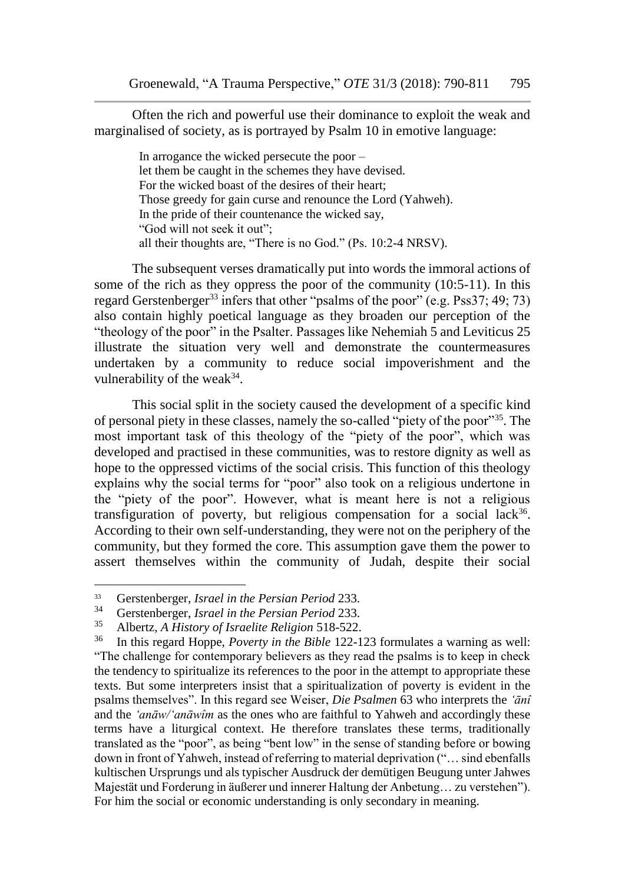Often the rich and powerful use their dominance to exploit the weak and marginalised of society, as is portrayed by Psalm 10 in emotive language:

> In arrogance the wicked persecute the poor –  
> let them be caught in the schemes they have devised.  
> For the wicked boast of the desires of their heart;  
> Those greedy for gain curse and renounce the Lord (Yahweh).  
> In the pride of their countenance the wicked say,  
> "God will not seek it out";  
> all their thoughts are, "There is no God." (Ps. 10:2-4 NRSV).

The subsequent verses dramatically put into words the immoral actions of some of the rich as they oppress the poor of the community (10:5-11). In this regard Gerstenberger[33] infers that other "psalms of the poor" (e.g. Pss37; 49; 73) also contain highly poetical language as they broaden our perception of the "theology of the poor" in the Psalter. Passages like Nehemiah 5 and Leviticus 25 illustrate the situation very well and demonstrate the countermeasures undertaken by a community to reduce social impoverishment and the vulnerability of the weak[34].

This social split in the society caused the development of a specific kind of personal piety in these classes, namely the so-called "piety of the poor"[35]. The most important task of this theology of the "piety of the poor", which was developed and practised in these communities, was to restore dignity as well as hope to the oppressed victims of the social crisis. This function of this theology explains why the social terms for "poor" also took on a religious undertone in the "piety of the poor". However, what is meant here is not a religious transfiguration of poverty, but religious compensation for a social lack[36]. According to their own self-understanding, they were not on the periphery of the community, but they formed the core. This assumption gave them the power to assert themselves within the community of Judah, despite their social

---

[33] Gerstenberger, *Israel in the Persian Period* 233.

[34] Gerstenberger, *Israel in the Persian Period* 233.

[35] Albertz, *A History of Israelite Religion* 518-522.

[36] In this regard Hoppe, *Poverty in the Bible* 122-123 formulates a warning as well: "The challenge for contemporary believers as they read the psalms is to keep in check the tendency to spiritualize its references to the poor in the attempt to appropriate these texts. But some interpreters insist that a spiritualization of poverty is evident in the psalms themselves". In this regard see Weiser, *Die Psalmen* 63 who interprets the *ʿānî* and the *ʿanāw/ʿanāwîm* as the ones who are faithful to Yahweh and accordingly these terms have a liturgical context. He therefore translates these terms, traditionally translated as the "poor", as being "bent low" in the sense of standing before or bowing down in front of Yahweh, instead of referring to material deprivation ("… sind ebenfalls kultischen Ursprungs und als typischer Ausdruck der demütigen Beugung unter Jahwes Majestät und Forderung in äußerer und innerer Haltung der Anbetung… zu verstehen"). For him the social or economic understanding is only secondary in meaning.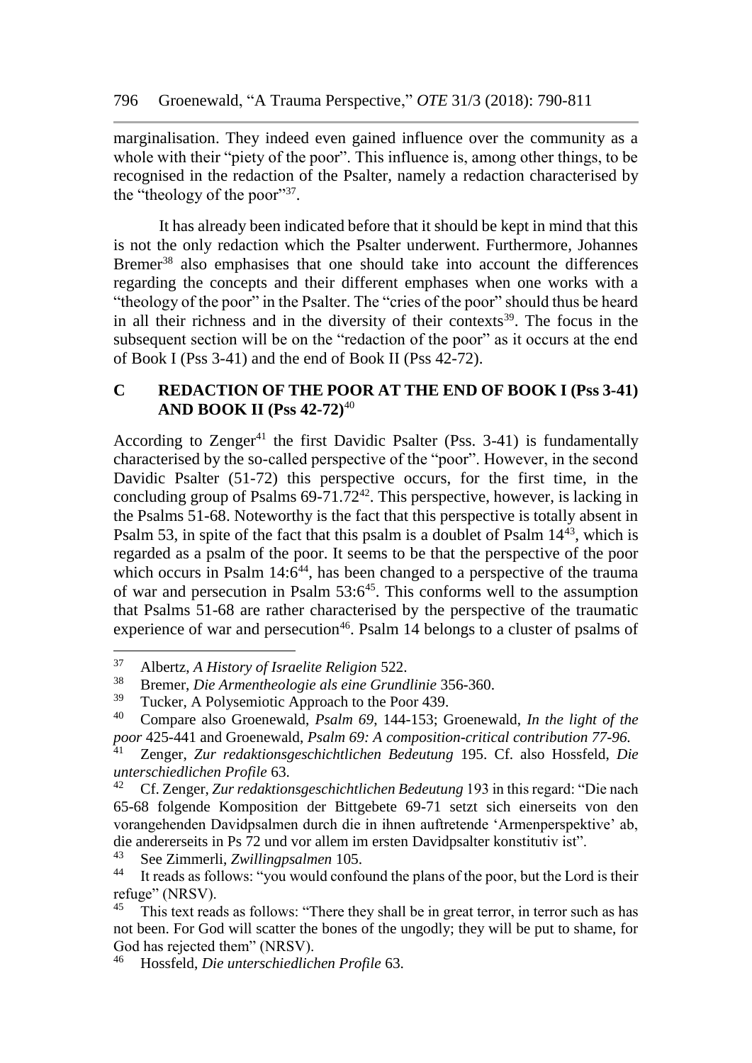marginalisation. They indeed even gained influence over the community as a whole with their "piety of the poor". This influence is, among other things, to be recognised in the redaction of the Psalter, namely a redaction characterised by the "theology of the poor"[37].

It has already been indicated before that it should be kept in mind that this is not the only redaction which the Psalter underwent. Furthermore, Johannes Bremer[38] also emphasises that one should take into account the differences regarding the concepts and their different emphases when one works with a "theology of the poor" in the Psalter. The "cries of the poor" should thus be heard in all their richness and in the diversity of their contexts[39]. The focus in the subsequent section will be on the "redaction of the poor" as it occurs at the end of Book I (Pss 3-41) and the end of Book II (Pss 42-72).

## C REDACTION OF THE POOR AT THE END OF BOOK I (Pss 3-41) AND BOOK II (Pss 42-72)[40]

According to Zenger[41] the first Davidic Psalter (Pss. 3-41) is fundamentally characterised by the so-called perspective of the "poor". However, in the second Davidic Psalter (51-72) this perspective occurs, for the first time, in the concluding group of Psalms 69-71.72[42]. This perspective, however, is lacking in the Psalms 51-68. Noteworthy is the fact that this perspective is totally absent in Psalm 53, in spite of the fact that this psalm is a doublet of Psalm 14[43], which is regarded as a psalm of the poor. It seems to be that the perspective of the poor which occurs in Psalm 14:6[44], has been changed to a perspective of the trauma of war and persecution in Psalm 53:6[45]. This conforms well to the assumption that Psalms 51-68 are rather characterised by the perspective of the traumatic experience of war and persecution[46]. Psalm 14 belongs to a cluster of psalms of

---

[37] Albertz, *A History of Israelite Religion* 522.

[38] Bremer, *Die Armentheologie als eine Grundlinie* 356-360.

[39] Tucker, A Polysemiotic Approach to the Poor 439.

[40] Compare also Groenewald, *Psalm 69*, 144-153; Groenewald, *In the light of the poor* 425-441 and Groenewald, *Psalm 69: A composition-critical contribution 77-96.*

[41] Zenger, *Zur redaktionsgeschichtlichen Bedeutung* 195. Cf. also Hossfeld, *Die unterschiedlichen Profile* 63.

[42] Cf. Zenger, *Zur redaktionsgeschichtlichen Bedeutung* 193 in this regard: "Die nach 65-68 folgende Komposition der Bittgebete 69-71 setzt sich einerseits von den vorangehenden Davidpsalmen durch die in ihnen auftretende 'Armenperspektive' ab, die andererseits in Ps 72 und vor allem im ersten Davidpsalter konstitutiv ist".

[43] See Zimmerli, *Zwillingpsalmen* 105.

[44] It reads as follows: "you would confound the plans of the poor, but the Lord is their refuge" (NRSV).

[45] This text reads as follows: "There they shall be in great terror, in terror such as has not been. For God will scatter the bones of the ungodly; they will be put to shame, for God has rejected them" (NRSV).

[46] Hossfeld, *Die unterschiedlichen Profile* 63.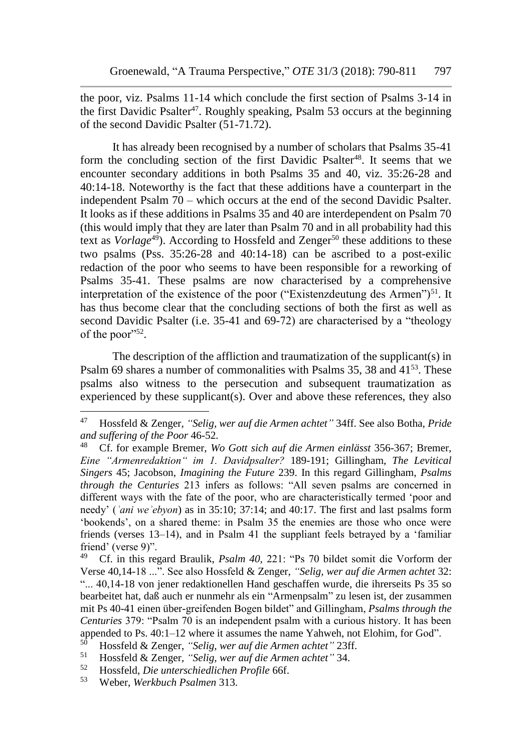the poor, viz. Psalms 11-14 which conclude the first section of Psalms 3-14 in the first Davidic Psalter[47]. Roughly speaking, Psalm 53 occurs at the beginning of the second Davidic Psalter (51-71.72).

It has already been recognised by a number of scholars that Psalms 35-41 form the concluding section of the first Davidic Psalter[48]. It seems that we encounter secondary additions in both Psalms 35 and 40, viz. 35:26-28 and 40:14-18. Noteworthy is the fact that these additions have a counterpart in the independent Psalm 70 – which occurs at the end of the second Davidic Psalter. It looks as if these additions in Psalms 35 and 40 are interdependent on Psalm 70 (this would imply that they are later than Psalm 70 and in all probability had this text as *Vorlage*[49]). According to Hossfeld and Zenger[50] these additions to these two psalms (Pss. 35:26-28 and 40:14-18) can be ascribed to a post-exilic redaction of the poor who seems to have been responsible for a reworking of Psalms 35-41. These psalms are now characterised by a comprehensive interpretation of the existence of the poor ("Existenzdeutung des Armen")[51]. It has thus become clear that the concluding sections of both the first as well as second Davidic Psalter (i.e. 35-41 and 69-72) are characterised by a "theology of the poor"[52].

The description of the affliction and traumatization of the supplicant(s) in Psalm 69 shares a number of commonalities with Psalms 35, 38 and 41[53]. These psalms also witness to the persecution and subsequent traumatization as experienced by these supplicant(s). Over and above these references, they also

---

[47] Hossfeld & Zenger, *"Selig, wer auf die Armen achtet"* 34ff. See also Botha, *Pride and suffering of the Poor* 46-52.

[48] Cf. for example Bremer, *Wo Gott sich auf die Armen einlässt* 356-367; Bremer, *Eine "Armenredaktion" im 1. Davidpsalter?* 189-191; Gillingham, *The Levitical Singers* 45; Jacobson, *Imagining the Future* 239. In this regard Gillingham, *Psalms through the Centuries* 213 infers as follows: "All seven psalms are concerned in different ways with the fate of the poor, who are characteristically termed 'poor and needy' (*ʿani weʾebyon*) as in 35:10; 37:14; and 40:17. The first and last psalms form 'bookends', on a shared theme: in Psalm 35 the enemies are those who once were friends (verses 13–14), and in Psalm 41 the suppliant feels betrayed by a 'familiar friend' (verse 9)".

[49] Cf. in this regard Braulik, *Psalm 40*, 221: "Ps 70 bildet somit die Vorform der Verse 40,14-18 ...". See also Hossfeld & Zenger, *"Selig, wer auf die Armen achtet* 32: "... 40,14-18 von jener redaktionellen Hand geschaffen wurde, die ihrerseits Ps 35 so bearbeitet hat, daß auch er nunmehr als ein "Armenpsalm" zu lesen ist, der zusammen mit Ps 40-41 einen über-greifenden Bogen bildet" and Gillingham, *Psalms through the Centuries* 379: "Psalm 70 is an independent psalm with a curious history. It has been appended to Ps. 40:1–12 where it assumes the name Yahweh, not Elohim, for God".

[50] Hossfeld & Zenger, *"Selig, wer auf die Armen achtet"* 23ff.

[51] Hossfeld & Zenger, *"Selig, wer auf die Armen achtet"* 34.

[52] Hossfeld, *Die unterschiedlichen Profile* 66f.

[53] Weber, *Werkbuch Psalmen* 313.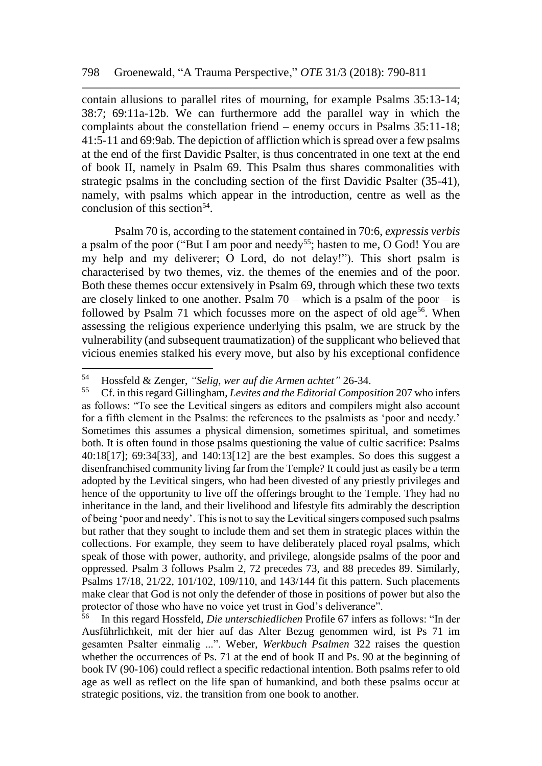contain allusions to parallel rites of mourning, for example Psalms 35:13-14; 38:7; 69:11a-12b. We can furthermore add the parallel way in which the complaints about the constellation friend – enemy occurs in Psalms 35:11-18; 41:5-11 and 69:9ab. The depiction of affliction which is spread over a few psalms at the end of the first Davidic Psalter, is thus concentrated in one text at the end of book II, namely in Psalm 69. This Psalm thus shares commonalities with strategic psalms in the concluding section of the first Davidic Psalter (35-41), namely, with psalms which appear in the introduction, centre as well as the conclusion of this section[54].

Psalm 70 is, according to the statement contained in 70:6, *expressis verbis* a psalm of the poor ("But I am poor and needy[55]; hasten to me, O God! You are my help and my deliverer; O Lord, do not delay!"). This short psalm is characterised by two themes, viz. the themes of the enemies and of the poor. Both these themes occur extensively in Psalm 69, through which these two texts are closely linked to one another. Psalm 70 – which is a psalm of the poor – is followed by Psalm 71 which focusses more on the aspect of old age[56]. When assessing the religious experience underlying this psalm, we are struck by the vulnerability (and subsequent traumatization) of the supplicant who believed that vicious enemies stalked his every move, but also by his exceptional confidence

---

[54] Hossfeld & Zenger, *"Selig, wer auf die Armen achtet"* 26-34.

[55] Cf. in this regard Gillingham, *Levites and the Editorial Composition* 207 who infers as follows: "To see the Levitical singers as editors and compilers might also account for a fifth element in the Psalms: the references to the psalmists as 'poor and needy.' Sometimes this assumes a physical dimension, sometimes spiritual, and sometimes both. It is often found in those psalms questioning the value of cultic sacrifice: Psalms 40:18[17]; 69:34[33], and 140:13[12] are the best examples. So does this suggest a disenfranchised community living far from the Temple? It could just as easily be a term adopted by the Levitical singers, who had been divested of any priestly privileges and hence of the opportunity to live off the offerings brought to the Temple. They had no inheritance in the land, and their livelihood and lifestyle fits admirably the description of being 'poor and needy'. This is not to say the Levitical singers composed such psalms but rather that they sought to include them and set them in strategic places within the collections. For example, they seem to have deliberately placed royal psalms, which speak of those with power, authority, and privilege, alongside psalms of the poor and oppressed. Psalm 3 follows Psalm 2, 72 precedes 73, and 88 precedes 89. Similarly, Psalms 17/18, 21/22, 101/102, 109/110, and 143/144 fit this pattern. Such placements make clear that God is not only the defender of those in positions of power but also the protector of those who have no voice yet trust in God's deliverance".

[56] In this regard Hossfeld, *Die unterschiedlichen* Profile 67 infers as follows: "In der Ausführlichkeit, mit der hier auf das Alter Bezug genommen wird, ist Ps 71 im gesamten Psalter einmalig ...". Weber, *Werkbuch Psalmen* 322 raises the question whether the occurrences of Ps. 71 at the end of book II and Ps. 90 at the beginning of book IV (90-106) could reflect a specific redactional intention. Both psalms refer to old age as well as reflect on the life span of humankind, and both these psalms occur at strategic positions, viz. the transition from one book to another.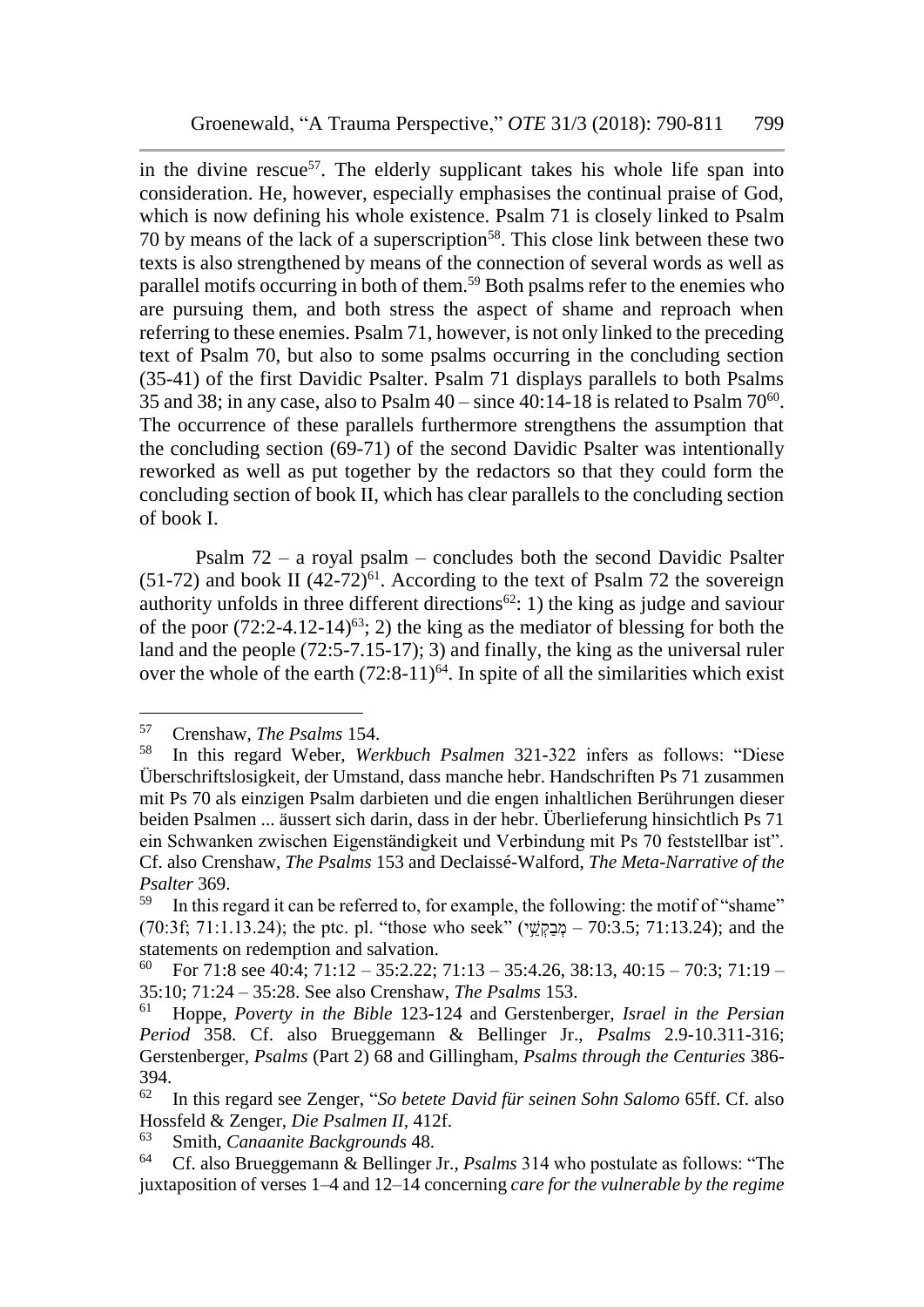in the divine rescue[57]. The elderly supplicant takes his whole life span into consideration. He, however, especially emphasises the continual praise of God, which is now defining his whole existence. Psalm 71 is closely linked to Psalm 70 by means of the lack of a superscription[58]. This close link between these two texts is also strengthened by means of the connection of several words as well as parallel motifs occurring in both of them.[59] Both psalms refer to the enemies who are pursuing them, and both stress the aspect of shame and reproach when referring to these enemies. Psalm 71, however, is not only linked to the preceding text of Psalm 70, but also to some psalms occurring in the concluding section (35-41) of the first Davidic Psalter. Psalm 71 displays parallels to both Psalms 35 and 38; in any case, also to Psalm 40 – since 40:14-18 is related to Psalm 70[60]. The occurrence of these parallels furthermore strengthens the assumption that the concluding section (69-71) of the second Davidic Psalter was intentionally reworked as well as put together by the redactors so that they could form the concluding section of book II, which has clear parallels to the concluding section of book I.

Psalm 72 – a royal psalm – concludes both the second Davidic Psalter (51-72) and book II (42-72)[61]. According to the text of Psalm 72 the sovereign authority unfolds in three different directions[62]: 1) the king as judge and saviour of the poor (72:2-4.12-14)[63]; 2) the king as the mediator of blessing for both the land and the people (72:5-7.15-17); 3) and finally, the king as the universal ruler over the whole of the earth (72:8-11)[64]. In spite of all the similarities which exist

---

[57] Crenshaw, *The Psalms* 154.

[58] In this regard Weber, *Werkbuch Psalmen* 321-322 infers as follows: "Diese Überschriftslosigkeit, der Umstand, dass manche hebr. Handschriften Ps 71 zusammen mit Ps 70 als einzigen Psalm darbieten und die engen inhaltlichen Berührungen dieser beiden Psalmen ... äussert sich darin, dass in der hebr. Überlieferung hinsichtlich Ps 71 ein Schwanken zwischen Eigenständigkeit und Verbindung mit Ps 70 feststellbar ist". Cf. also Crenshaw, *The Psalms* 153 and Declaissé-Walford, *The Meta-Narrative of the Psalter* 369.

[59] In this regard it can be referred to, for example, the following: the motif of "shame" (70:3f; 71:1.13.24); the ptc. pl. "those who seek" (מְבַקְשֵׁי – 70:3.5; 71:13.24); and the statements on redemption and salvation.

[60] For 71:8 see 40:4; 71:12 – 35:2.22; 71:13 – 35:4.26, 38:13, 40:15 – 70:3; 71:19 – 35:10; 71:24 – 35:28. See also Crenshaw, *The Psalms* 153.

[61] Hoppe, *Poverty in the Bible* 123-124 and Gerstenberger, *Israel in the Persian Period* 358. Cf. also Brueggemann & Bellinger Jr., *Psalms* 2.9-10.311-316; Gerstenberger, *Psalms* (Part 2) 68 and Gillingham, *Psalms through the Centuries* 386-394.

[62] In this regard see Zenger, "*So betete David für seinen Sohn Salomo* 65ff. Cf. also Hossfeld & Zenger, *Die Psalmen II,* 412f.

[63] Smith, *Canaanite Backgrounds* 48.

[64] Cf. also Brueggemann & Bellinger Jr., *Psalms* 314 who postulate as follows: "The juxtaposition of verses 1–4 and 12–14 concerning *care for the vulnerable by the regime*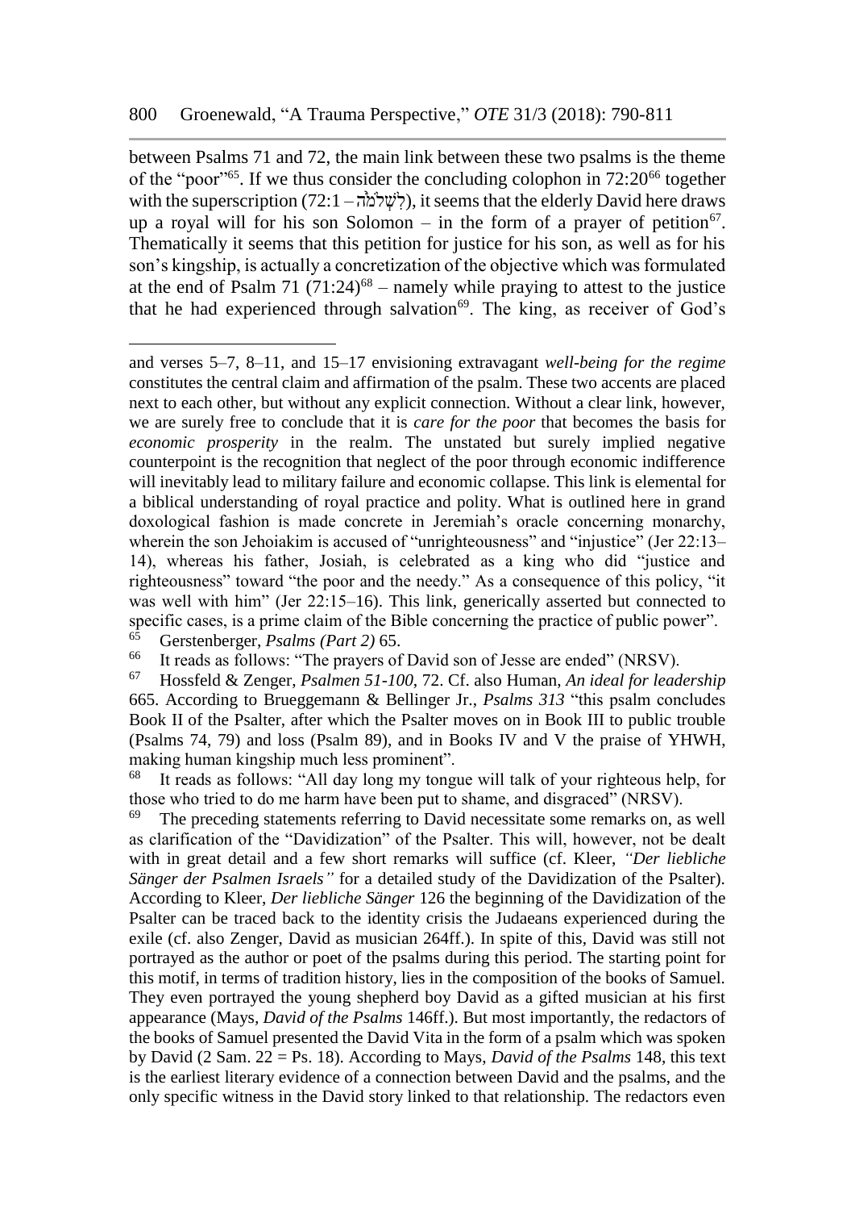between Psalms 71 and 72, the main link between these two psalms is the theme of the "poor"[65]. If we thus consider the concluding colophon in 72:20[66] together with the superscription (72:1 – לִשְׁלֹמֹה), it seems that the elderly David here draws up a royal will for his son Solomon – in the form of a prayer of petition[67]. Thematically it seems that this petition for justice for his son, as well as for his son's kingship, is actually a concretization of the objective which was formulated at the end of Psalm 71 (71:24)[68] – namely while praying to attest to the justice that he had experienced through salvation[69]. The king, as receiver of God's

---

and verses 5–7, 8–11, and 15–17 envisioning extravagant *well-being for the regime* constitutes the central claim and affirmation of the psalm. These two accents are placed next to each other, but without any explicit connection. Without a clear link, however, we are surely free to conclude that it is *care for the poor* that becomes the basis for *economic prosperity* in the realm. The unstated but surely implied negative counterpoint is the recognition that neglect of the poor through economic indifference will inevitably lead to military failure and economic collapse. This link is elemental for a biblical understanding of royal practice and polity. What is outlined here in grand doxological fashion is made concrete in Jeremiah's oracle concerning monarchy, wherein the son Jehoiakim is accused of "unrighteousness" and "injustice" (Jer 22:13–14), whereas his father, Josiah, is celebrated as a king who did "justice and righteousness" toward "the poor and the needy." As a consequence of this policy, "it was well with him" (Jer 22:15–16). This link, generically asserted but connected to specific cases, is a prime claim of the Bible concerning the practice of public power".

[65] Gerstenberger, *Psalms (Part 2)* 65.

[66] It reads as follows: "The prayers of David son of Jesse are ended" (NRSV).

[67] Hossfeld & Zenger, *Psalmen 51-100*, 72. Cf. also Human, *An ideal for leadership* 665. According to Brueggemann & Bellinger Jr., *Psalms 313* "this psalm concludes Book II of the Psalter, after which the Psalter moves on in Book III to public trouble (Psalms 74, 79) and loss (Psalm 89), and in Books IV and V the praise of YHWH, making human kingship much less prominent".

[68] It reads as follows: "All day long my tongue will talk of your righteous help, for those who tried to do me harm have been put to shame, and disgraced" (NRSV).

[69] The preceding statements referring to David necessitate some remarks on, as well as clarification of the "Davidization" of the Psalter. This will, however, not be dealt with in great detail and a few short remarks will suffice (cf. Kleer, *"Der liebliche Sänger der Psalmen Israels"* for a detailed study of the Davidization of the Psalter). According to Kleer, *Der liebliche Sänger* 126 the beginning of the Davidization of the Psalter can be traced back to the identity crisis the Judaeans experienced during the exile (cf. also Zenger, David as musician 264ff.). In spite of this, David was still not portrayed as the author or poet of the psalms during this period. The starting point for this motif, in terms of tradition history, lies in the composition of the books of Samuel. They even portrayed the young shepherd boy David as a gifted musician at his first appearance (Mays, *David of the Psalms* 146ff.). But most importantly, the redactors of the books of Samuel presented the David Vita in the form of a psalm which was spoken by David (2 Sam. 22 = Ps. 18). According to Mays, *David of the Psalms* 148, this text is the earliest literary evidence of a connection between David and the psalms, and the only specific witness in the David story linked to that relationship. The redactors even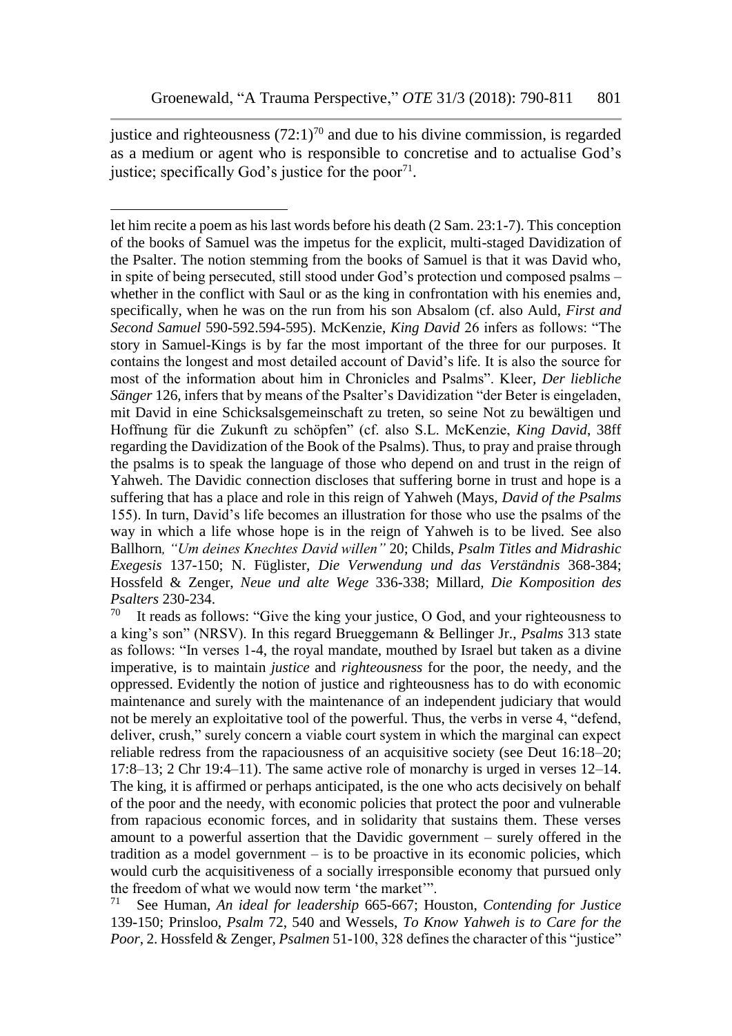justice and righteousness (72:1)[70] and due to his divine commission, is regarded as a medium or agent who is responsible to concretise and to actualise God's justice; specifically God's justice for the poor[71].

---

let him recite a poem as his last words before his death (2 Sam. 23:1-7). This conception of the books of Samuel was the impetus for the explicit, multi-staged Davidization of the Psalter. The notion stemming from the books of Samuel is that it was David who, in spite of being persecuted, still stood under God's protection und composed psalms – whether in the conflict with Saul or as the king in confrontation with his enemies and, specifically, when he was on the run from his son Absalom (cf. also Auld, *First and Second Samuel* 590-592.594-595). McKenzie, *King David* 26 infers as follows: "The story in Samuel-Kings is by far the most important of the three for our purposes. It contains the longest and most detailed account of David's life. It is also the source for most of the information about him in Chronicles and Psalms". Kleer, *Der liebliche Sänger* 126, infers that by means of the Psalter's Davidization "der Beter is eingeladen, mit David in eine Schicksalsgemeinschaft zu treten, so seine Not zu bewältigen und Hoffnung für die Zukunft zu schöpfen" (cf. also S.L. McKenzie, *King David*, 38ff regarding the Davidization of the Book of the Psalms). Thus, to pray and praise through the psalms is to speak the language of those who depend on and trust in the reign of Yahweh. The Davidic connection discloses that suffering borne in trust and hope is a suffering that has a place and role in this reign of Yahweh (Mays, *David of the Psalms* 155). In turn, David's life becomes an illustration for those who use the psalms of the way in which a life whose hope is in the reign of Yahweh is to be lived. See also Ballhorn, *"Um deines Knechtes David willen"* 20; Childs, *Psalm Titles and Midrashic Exegesis* 137-150; N. Füglister, *Die Verwendung und das Verständnis* 368-384; Hossfeld & Zenger, *Neue und alte Wege* 336-338; Millard, *Die Komposition des Psalters* 230-234.

[70] It reads as follows: "Give the king your justice, O God, and your righteousness to a king's son" (NRSV). In this regard Brueggemann & Bellinger Jr., *Psalms* 313 state as follows: "In verses 1-4, the royal mandate, mouthed by Israel but taken as a divine imperative, is to maintain *justice* and *righteousness* for the poor, the needy, and the oppressed. Evidently the notion of justice and righteousness has to do with economic maintenance and surely with the maintenance of an independent judiciary that would not be merely an exploitative tool of the powerful. Thus, the verbs in verse 4, "defend, deliver, crush," surely concern a viable court system in which the marginal can expect reliable redress from the rapaciousness of an acquisitive society (see Deut 16:18–20; 17:8–13; 2 Chr 19:4–11). The same active role of monarchy is urged in verses 12–14. The king, it is affirmed or perhaps anticipated, is the one who acts decisively on behalf of the poor and the needy, with economic policies that protect the poor and vulnerable from rapacious economic forces, and in solidarity that sustains them. These verses amount to a powerful assertion that the Davidic government – surely offered in the tradition as a model government – is to be proactive in its economic policies, which would curb the acquisitiveness of a socially irresponsible economy that pursued only the freedom of what we would now term 'the market'".

[71] See Human, *An ideal for leadership* 665-667; Houston, *Contending for Justice* 139-150; Prinsloo, *Psalm* 72, 540 and Wessels, *To Know Yahweh is to Care for the Poor*, 2. Hossfeld & Zenger, *Psalmen* 51-100, 328 defines the character of this "justice"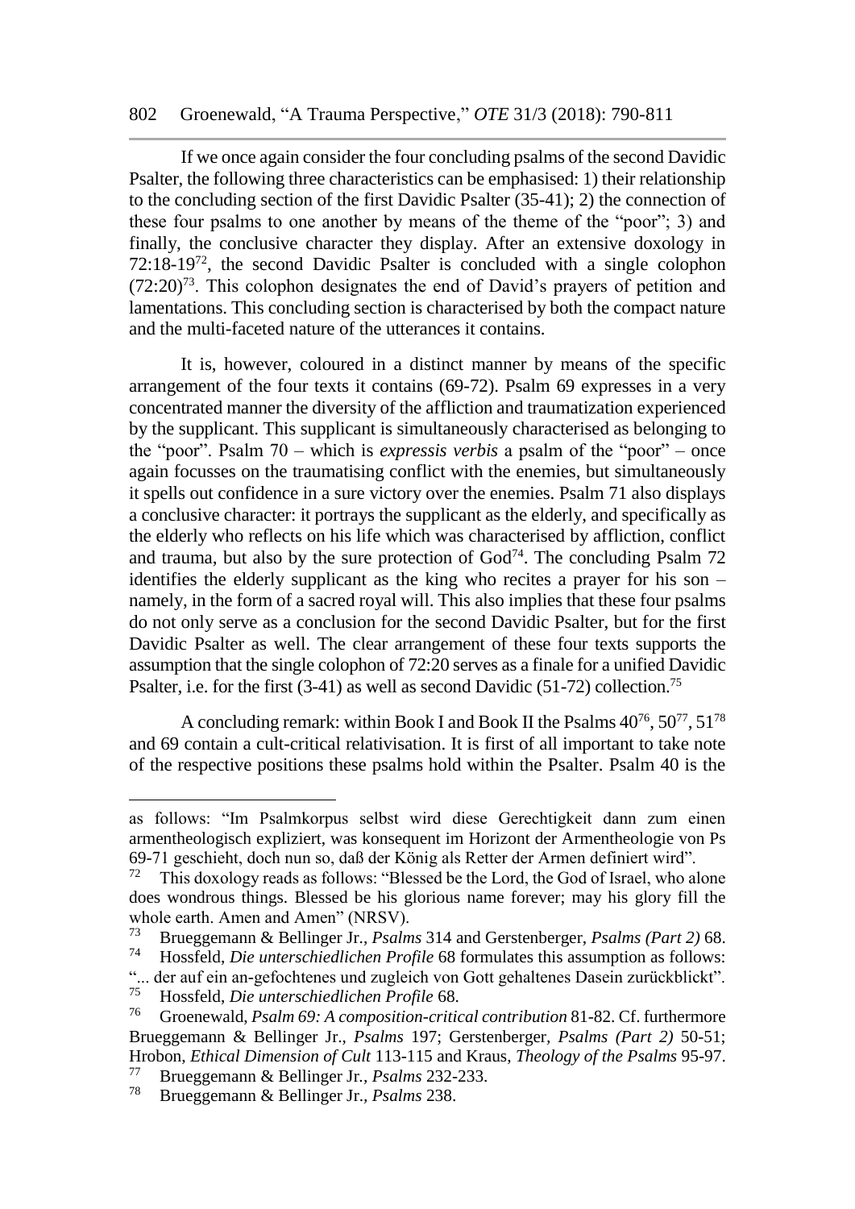If we once again consider the four concluding psalms of the second Davidic Psalter, the following three characteristics can be emphasised: 1) their relationship to the concluding section of the first Davidic Psalter (35-41); 2) the connection of these four psalms to one another by means of the theme of the "poor"; 3) and finally, the conclusive character they display. After an extensive doxology in 72:18-19[72], the second Davidic Psalter is concluded with a single colophon (72:20)[73]. This colophon designates the end of David's prayers of petition and lamentations. This concluding section is characterised by both the compact nature and the multi-faceted nature of the utterances it contains.

It is, however, coloured in a distinct manner by means of the specific arrangement of the four texts it contains (69-72). Psalm 69 expresses in a very concentrated manner the diversity of the affliction and traumatization experienced by the supplicant. This supplicant is simultaneously characterised as belonging to the "poor". Psalm 70 – which is *expressis verbis* a psalm of the "poor" – once again focusses on the traumatising conflict with the enemies, but simultaneously it spells out confidence in a sure victory over the enemies. Psalm 71 also displays a conclusive character: it portrays the supplicant as the elderly, and specifically as the elderly who reflects on his life which was characterised by affliction, conflict and trauma, but also by the sure protection of God[74]. The concluding Psalm 72 identifies the elderly supplicant as the king who recites a prayer for his son – namely, in the form of a sacred royal will. This also implies that these four psalms do not only serve as a conclusion for the second Davidic Psalter, but for the first Davidic Psalter as well. The clear arrangement of these four texts supports the assumption that the single colophon of 72:20 serves as a finale for a unified Davidic Psalter, i.e. for the first (3-41) as well as second Davidic (51-72) collection.[75]

A concluding remark: within Book I and Book II the Psalms 40[76], 50[77], 51[78] and 69 contain a cult-critical relativisation. It is first of all important to take note of the respective positions these psalms hold within the Psalter. Psalm 40 is the

---

as follows: "Im Psalmkorpus selbst wird diese Gerechtigkeit dann zum einen armentheologisch expliziert, was konsequent im Horizont der Armentheologie von Ps 69-71 geschieht, doch nun so, daß der König als Retter der Armen definiert wird".

[72] This doxology reads as follows: "Blessed be the Lord, the God of Israel, who alone does wondrous things. Blessed be his glorious name forever; may his glory fill the whole earth. Amen and Amen" (NRSV).

[73] Brueggemann & Bellinger Jr., *Psalms* 314 and Gerstenberger, *Psalms (Part 2)* 68.

[74] Hossfeld, *Die unterschiedlichen Profile* 68 formulates this assumption as follows: "... der auf ein an-gefochtenes und zugleich von Gott gehaltenes Dasein zurückblickt".

[75] Hossfeld, *Die unterschiedlichen Profile* 68.

[76] Groenewald, *Psalm 69: A composition-critical contribution* 81-82. Cf. furthermore Brueggemann & Bellinger Jr., *Psalms* 197; Gerstenberger, *Psalms (Part 2)* 50-51; Hrobon, *Ethical Dimension of Cult* 113-115 and Kraus, *Theology of the Psalms* 95-97.

[77] Brueggemann & Bellinger Jr., *Psalms* 232-233.

[78] Brueggemann & Bellinger Jr., *Psalms* 238.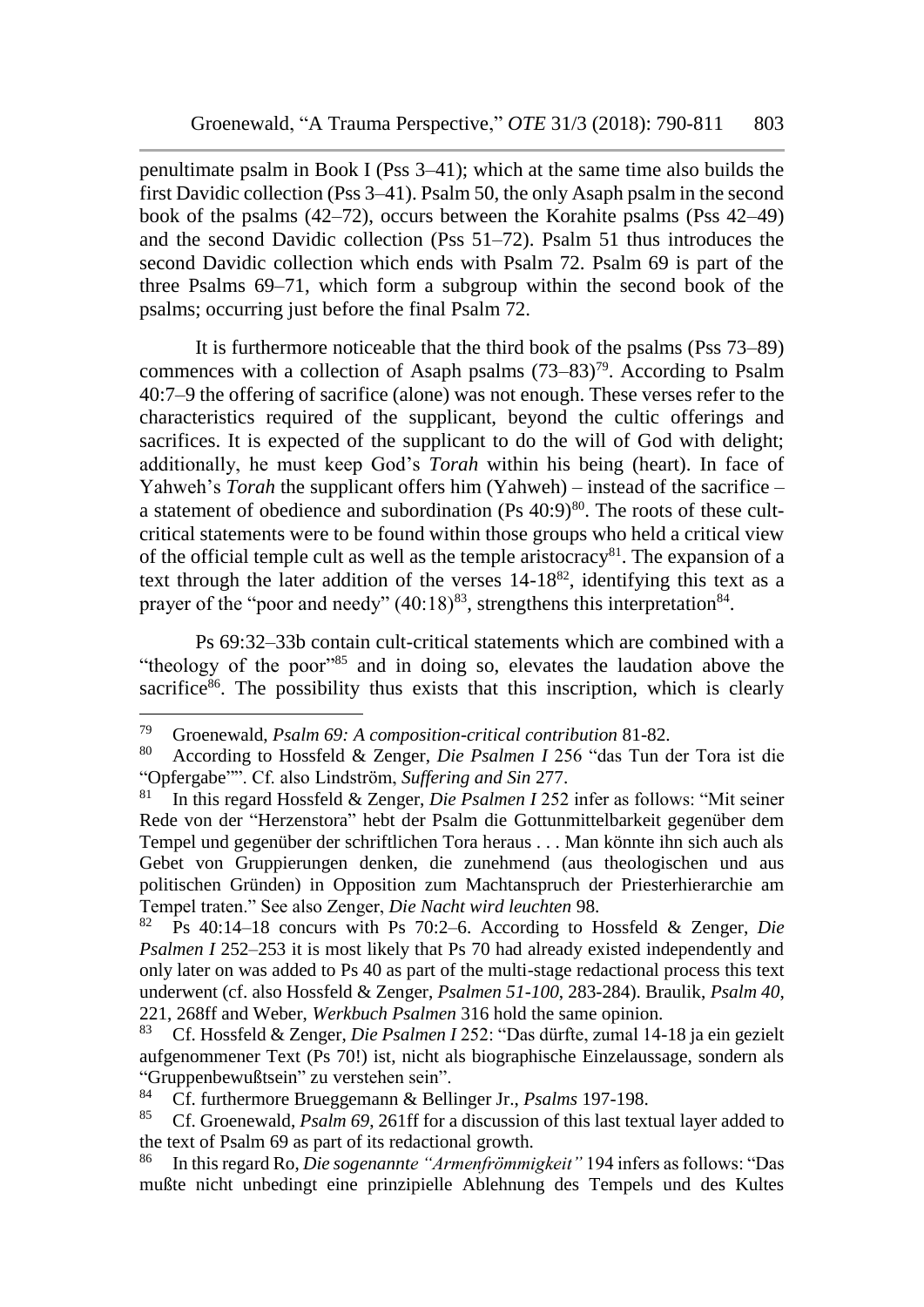penultimate psalm in Book I (Pss 3–41); which at the same time also builds the first Davidic collection (Pss 3–41). Psalm 50, the only Asaph psalm in the second book of the psalms (42–72), occurs between the Korahite psalms (Pss 42–49) and the second Davidic collection (Pss 51–72). Psalm 51 thus introduces the second Davidic collection which ends with Psalm 72. Psalm 69 is part of the three Psalms 69–71, which form a subgroup within the second book of the psalms; occurring just before the final Psalm 72.

It is furthermore noticeable that the third book of the psalms (Pss 73–89) commences with a collection of Asaph psalms (73–83)[79]. According to Psalm 40:7–9 the offering of sacrifice (alone) was not enough. These verses refer to the characteristics required of the supplicant, beyond the cultic offerings and sacrifices. It is expected of the supplicant to do the will of God with delight; additionally, he must keep God's *Torah* within his being (heart). In face of Yahweh's *Torah* the supplicant offers him (Yahweh) – instead of the sacrifice – a statement of obedience and subordination (Ps 40:9)[80]. The roots of these cult-critical statements were to be found within those groups who held a critical view of the official temple cult as well as the temple aristocracy[81]. The expansion of a text through the later addition of the verses 14-18[82], identifying this text as a prayer of the "poor and needy" (40:18)[83], strengthens this interpretation[84].

Ps 69:32–33b contain cult-critical statements which are combined with a "theology of the poor"[85] and in doing so, elevates the laudation above the sacrifice[86]. The possibility thus exists that this inscription, which is clearly

---

[79] Groenewald, *Psalm 69: A composition-critical contribution* 81-82.

[80] According to Hossfeld & Zenger, *Die Psalmen I* 256 "das Tun der Tora ist die "Opfergabe"". Cf. also Lindström, *Suffering and Sin* 277.

[81] In this regard Hossfeld & Zenger, *Die Psalmen I* 252 infer as follows: "Mit seiner Rede von der "Herzenstora" hebt der Psalm die Gottunmittelbarkeit gegenüber dem Tempel und gegenüber der schriftlichen Tora heraus . . . Man könnte ihn sich auch als Gebet von Gruppierungen denken, die zunehmend (aus theologischen und aus politischen Gründen) in Opposition zum Machtanspruch der Priesterhierarchie am Tempel traten." See also Zenger, *Die Nacht wird leuchten* 98.

[82] Ps 40:14–18 concurs with Ps 70:2–6. According to Hossfeld & Zenger, *Die Psalmen I* 252–253 it is most likely that Ps 70 had already existed independently and only later on was added to Ps 40 as part of the multi-stage redactional process this text underwent (cf. also Hossfeld & Zenger, *Psalmen 51-100*, 283-284). Braulik, *Psalm 40*, 221, 268ff and Weber, *Werkbuch Psalmen* 316 hold the same opinion.

[83] Cf. Hossfeld & Zenger, *Die Psalmen I* 252: "Das dürfte, zumal 14-18 ja ein gezielt aufgenommener Text (Ps 70!) ist, nicht als biographische Einzelaussage, sondern als "Gruppenbewußtsein" zu verstehen sein".

[84] Cf. furthermore Brueggemann & Bellinger Jr., *Psalms* 197-198.

[85] Cf. Groenewald, *Psalm 69*, 261ff for a discussion of this last textual layer added to the text of Psalm 69 as part of its redactional growth.

[86] In this regard Ro, *Die sogenannte "Armenfrömmigkeit"* 194 infers as follows: "Das mußte nicht unbedingt eine prinzipielle Ablehnung des Tempels und des Kultes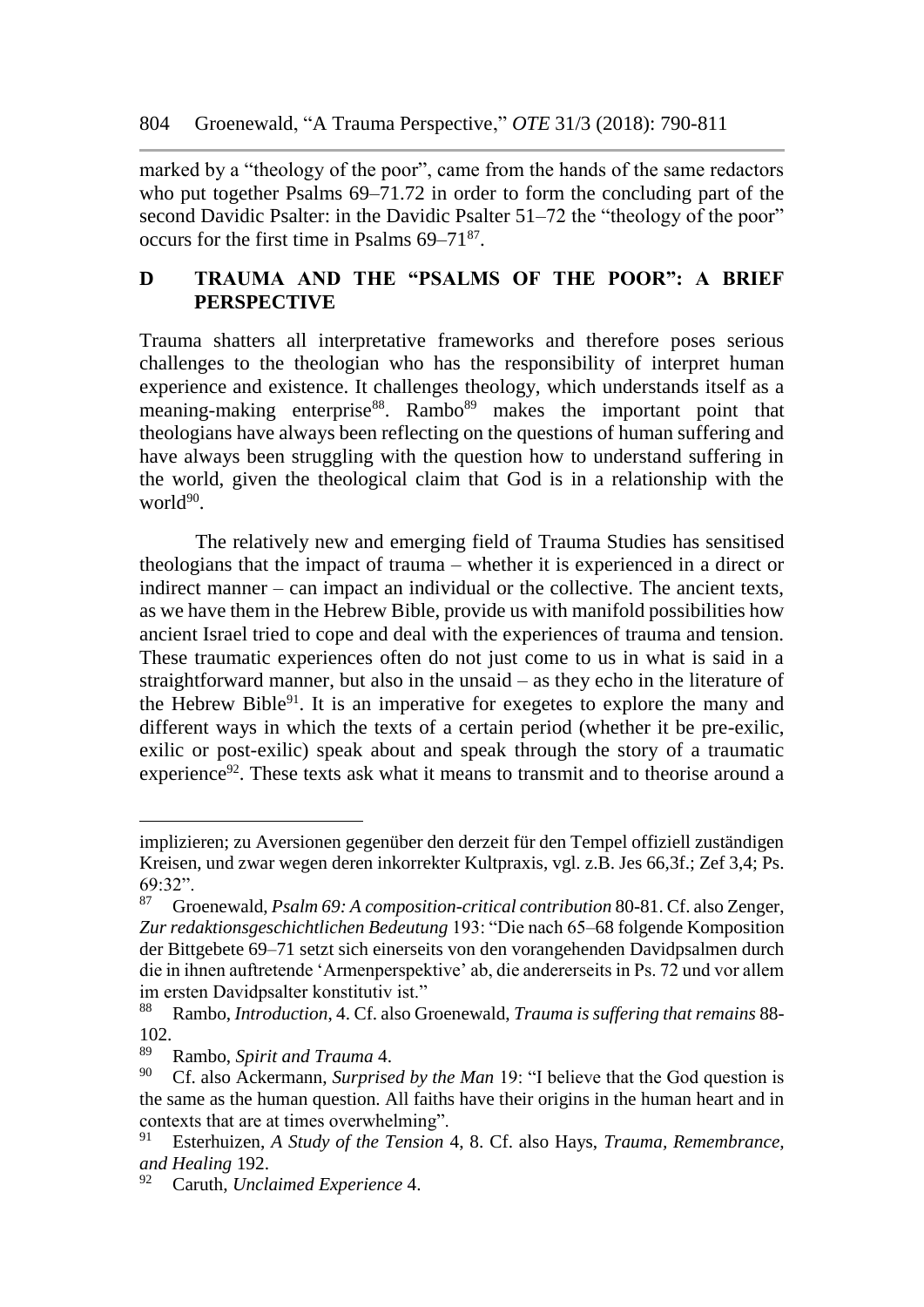marked by a "theology of the poor", came from the hands of the same redactors who put together Psalms 69–71.72 in order to form the concluding part of the second Davidic Psalter: in the Davidic Psalter 51–72 the "theology of the poor" occurs for the first time in Psalms 69–71[87].

## D TRAUMA AND THE "PSALMS OF THE POOR": A BRIEF PERSPECTIVE

Trauma shatters all interpretative frameworks and therefore poses serious challenges to the theologian who has the responsibility of interpret human experience and existence. It challenges theology, which understands itself as a meaning-making enterprise[88]. Rambo[89] makes the important point that theologians have always been reflecting on the questions of human suffering and have always been struggling with the question how to understand suffering in the world, given the theological claim that God is in a relationship with the world[90].

The relatively new and emerging field of Trauma Studies has sensitised theologians that the impact of trauma – whether it is experienced in a direct or indirect manner – can impact an individual or the collective. The ancient texts, as we have them in the Hebrew Bible, provide us with manifold possibilities how ancient Israel tried to cope and deal with the experiences of trauma and tension. These traumatic experiences often do not just come to us in what is said in a straightforward manner, but also in the unsaid – as they echo in the literature of the Hebrew Bible[91]. It is an imperative for exegetes to explore the many and different ways in which the texts of a certain period (whether it be pre-exilic, exilic or post-exilic) speak about and speak through the story of a traumatic experience[92]. These texts ask what it means to transmit and to theorise around a

---

implizieren; zu Aversionen gegenüber den derzeit für den Tempel offiziell zuständigen Kreisen, und zwar wegen deren inkorrekter Kultpraxis, vgl. z.B. Jes 66,3f.; Zef 3,4; Ps. 69:32".

[87] Groenewald, *Psalm 69: A composition-critical contribution* 80-81. Cf. also Zenger, *Zur redaktionsgeschichtlichen Bedeutung* 193: "Die nach 65–68 folgende Komposition der Bittgebete 69–71 setzt sich einerseits von den vorangehenden Davidpsalmen durch die in ihnen auftretende 'Armenperspektive' ab, die andererseits in Ps. 72 und vor allem im ersten Davidpsalter konstitutiv ist."

[88] Rambo, *Introduction*, 4. Cf. also Groenewald, *Trauma is suffering that remains* 88-102.

[89] Rambo, *Spirit and Trauma* 4.

[90] Cf. also Ackermann, *Surprised by the Man* 19: "I believe that the God question is the same as the human question. All faiths have their origins in the human heart and in contexts that are at times overwhelming".

[91] Esterhuizen, *A Study of the Tension* 4, 8. Cf. also Hays, *Trauma, Remembrance, and Healing* 192.

[92] Caruth, *Unclaimed Experience* 4.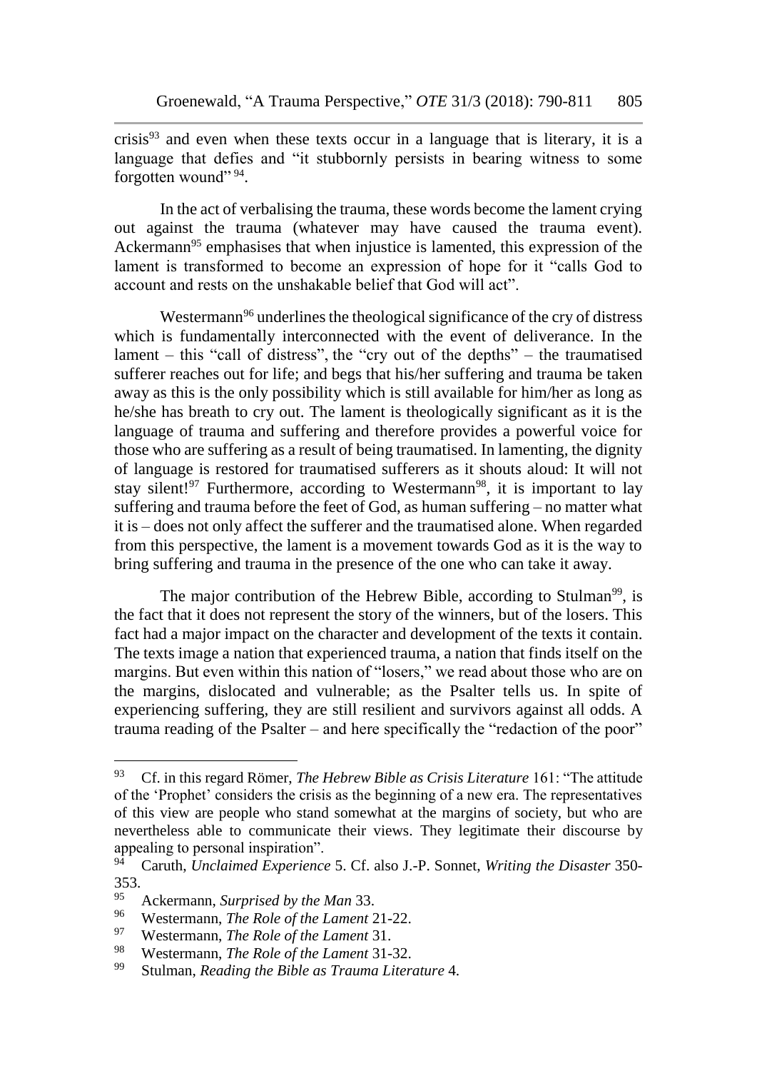crisis[93] and even when these texts occur in a language that is literary, it is a language that defies and "it stubbornly persists in bearing witness to some forgotten wound" [94].

In the act of verbalising the trauma, these words become the lament crying out against the trauma (whatever may have caused the trauma event). Ackermann[95] emphasises that when injustice is lamented, this expression of the lament is transformed to become an expression of hope for it "calls God to account and rests on the unshakable belief that God will act".

Westermann[96] underlines the theological significance of the cry of distress which is fundamentally interconnected with the event of deliverance. In the lament – this "call of distress", the "cry out of the depths" – the traumatised sufferer reaches out for life; and begs that his/her suffering and trauma be taken away as this is the only possibility which is still available for him/her as long as he/she has breath to cry out. The lament is theologically significant as it is the language of trauma and suffering and therefore provides a powerful voice for those who are suffering as a result of being traumatised. In lamenting, the dignity of language is restored for traumatised sufferers as it shouts aloud: It will not stay silent![97] Furthermore, according to Westermann[98], it is important to lay suffering and trauma before the feet of God, as human suffering – no matter what it is – does not only affect the sufferer and the traumatised alone. When regarded from this perspective, the lament is a movement towards God as it is the way to bring suffering and trauma in the presence of the one who can take it away.

The major contribution of the Hebrew Bible, according to Stulman[99], is the fact that it does not represent the story of the winners, but of the losers. This fact had a major impact on the character and development of the texts it contain. The texts image a nation that experienced trauma, a nation that finds itself on the margins. But even within this nation of "losers," we read about those who are on the margins, dislocated and vulnerable; as the Psalter tells us. In spite of experiencing suffering, they are still resilient and survivors against all odds. A trauma reading of the Psalter – and here specifically the "redaction of the poor"

---

[93] Cf. in this regard Römer, *The Hebrew Bible as Crisis Literature* 161: "The attitude of the 'Prophet' considers the crisis as the beginning of a new era. The representatives of this view are people who stand somewhat at the margins of society, but who are nevertheless able to communicate their views. They legitimate their discourse by appealing to personal inspiration".

[94] Caruth, *Unclaimed Experience* 5. Cf. also J.-P. Sonnet, *Writing the Disaster* 350-353.

[95] Ackermann, *Surprised by the Man* 33.

[96] Westermann, *The Role of the Lament* 21-22.

[97] Westermann, *The Role of the Lament* 31.

[98] Westermann, *The Role of the Lament* 31-32.

[99] Stulman, *Reading the Bible as Trauma Literature* 4.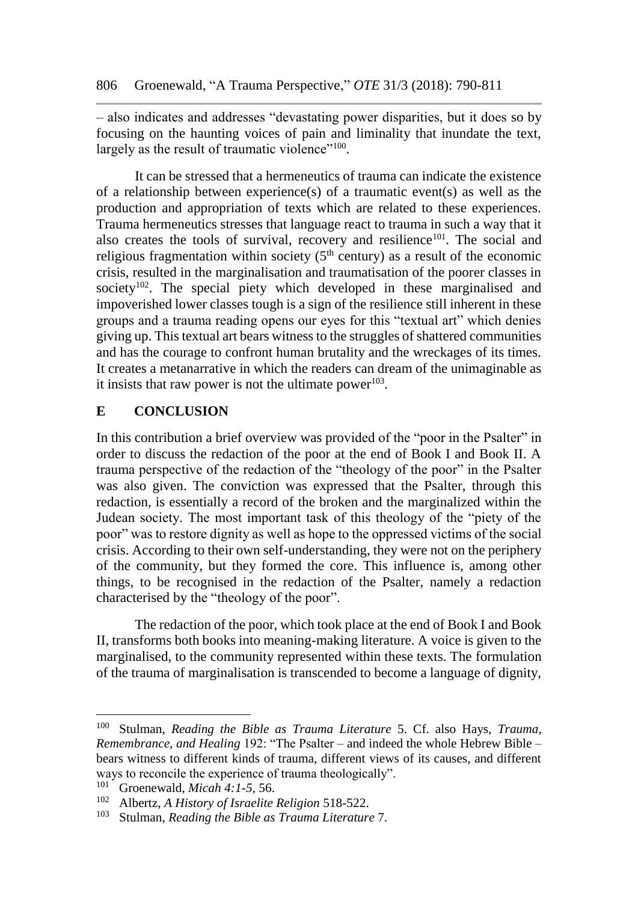– also indicates and addresses "devastating power disparities, but it does so by focusing on the haunting voices of pain and liminality that inundate the text, largely as the result of traumatic violence"[100].

It can be stressed that a hermeneutics of trauma can indicate the existence of a relationship between experience(s) of a traumatic event(s) as well as the production and appropriation of texts which are related to these experiences. Trauma hermeneutics stresses that language react to trauma in such a way that it also creates the tools of survival, recovery and resilience[101]. The social and religious fragmentation within society (5th century) as a result of the economic crisis, resulted in the marginalisation and traumatisation of the poorer classes in society[102]. The special piety which developed in these marginalised and impoverished lower classes tough is a sign of the resilience still inherent in these groups and a trauma reading opens our eyes for this "textual art" which denies giving up. This textual art bears witness to the struggles of shattered communities and has the courage to confront human brutality and the wreckages of its times. It creates a metanarrative in which the readers can dream of the unimaginable as it insists that raw power is not the ultimate power[103].

## E CONCLUSION

In this contribution a brief overview was provided of the "poor in the Psalter" in order to discuss the redaction of the poor at the end of Book I and Book II. A trauma perspective of the redaction of the "theology of the poor" in the Psalter was also given. The conviction was expressed that the Psalter, through this redaction, is essentially a record of the broken and the marginalized within the Judean society. The most important task of this theology of the "piety of the poor" was to restore dignity as well as hope to the oppressed victims of the social crisis. According to their own self-understanding, they were not on the periphery of the community, but they formed the core. This influence is, among other things, to be recognised in the redaction of the Psalter, namely a redaction characterised by the "theology of the poor".

The redaction of the poor, which took place at the end of Book I and Book II, transforms both books into meaning-making literature. A voice is given to the marginalised, to the community represented within these texts. The formulation of the trauma of marginalisation is transcended to become a language of dignity,

---

[100] Stulman, *Reading the Bible as Trauma Literature* 5. Cf. also Hays, *Trauma, Remembrance, and Healing* 192: "The Psalter – and indeed the whole Hebrew Bible – bears witness to different kinds of trauma, different views of its causes, and different ways to reconcile the experience of trauma theologically".

[101] Groenewald, *Micah 4:1-5*, 56.

[102] Albertz, *A History of Israelite Religion* 518-522.

[103] Stulman, *Reading the Bible as Trauma Literature* 7.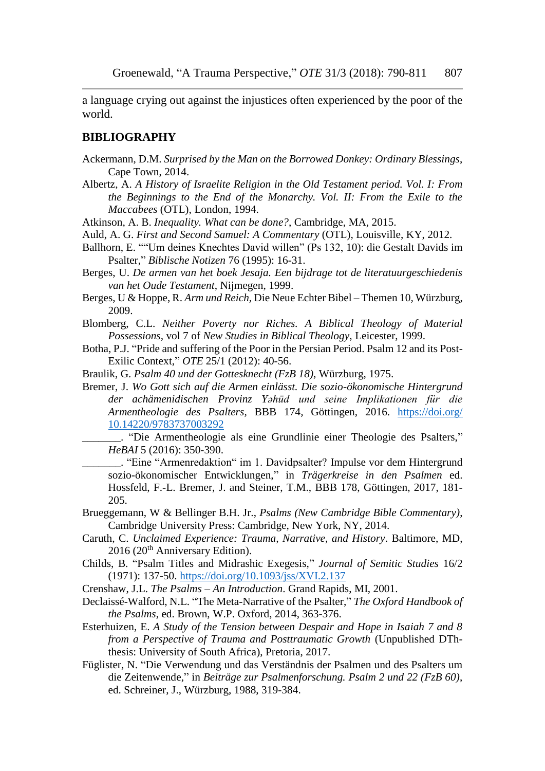a language crying out against the injustices often experienced by the poor of the world.

## BIBLIOGRAPHY

Ackermann, D.M. *Surprised by the Man on the Borrowed Donkey: Ordinary Blessings*, Cape Town, 2014.

Albertz, A. *A History of Israelite Religion in the Old Testament period. Vol. I: From the Beginnings to the End of the Monarchy. Vol. II: From the Exile to the Maccabees* (OTL), London, 1994.

Atkinson, A. B. *Inequality. What can be done?*, Cambridge, MA, 2015.

Auld, A. G. *First and Second Samuel: A Commentary* (OTL), Louisville, KY, 2012.

Ballhorn, E. ""Um deines Knechtes David willen" (Ps 132, 10): die Gestalt Davids im Psalter," *Biblische Notizen* 76 (1995): 16-31.

Berges, U. *De armen van het boek Jesaja. Een bijdrage tot de literatuurgeschiedenis van het Oude Testament*, Nijmegen, 1999.

Berges, U & Hoppe, R. *Arm und Reich*, Die Neue Echter Bibel – Themen 10, Würzburg, 2009.

Blomberg, C.L. *Neither Poverty nor Riches. A Biblical Theology of Material Possessions*, vol 7 of *New Studies in Biblical Theology*, Leicester, 1999.

Botha, P.J. "Pride and suffering of the Poor in the Persian Period. Psalm 12 and its Post-Exilic Context," *OTE* 25/1 (2012): 40-56.

Braulik, G. *Psalm 40 und der Gottesknecht (FzB 18)*, Würzburg, 1975.

Bremer, J. *Wo Gott sich auf die Armen einlässt. Die sozio-ökonomische Hintergrund der achämenidischen Provinz Yəhūd und seine Implikationen für die Armentheologie des Psalters*, BBB 174, Göttingen, 2016. https://doi.org/10.14220/9783737003292

_______. "Die Armentheologie als eine Grundlinie einer Theologie des Psalters," *HeBAI* 5 (2016): 350-390.

_______. "Eine "Armenredaktion" im 1. Davidpsalter? Impulse vor dem Hintergrund sozio-ökonomischer Entwicklungen," in *Trägerkreise in den Psalmen* ed. Hossfeld, F.-L. Bremer, J. and Steiner, T.M., BBB 178, Göttingen, 2017, 181-205.

Brueggemann, W & Bellinger B.H. Jr., *Psalms (New Cambridge Bible Commentary)*, Cambridge University Press: Cambridge, New York, NY, 2014.

Caruth, C. *Unclaimed Experience: Trauma, Narrative, and History*. Baltimore, MD, 2016 (20th Anniversary Edition).

Childs, B. "Psalm Titles and Midrashic Exegesis," *Journal of Semitic Studies* 16/2 (1971): 137-50. https://doi.org/10.1093/jss/XVI.2.137

Crenshaw, J.L. *The Psalms – An Introduction*. Grand Rapids, MI, 2001.

Declaissé-Walford, N.L. "The Meta-Narrative of the Psalter," *The Oxford Handbook of the Psalms*, ed. Brown, W.P. Oxford, 2014, 363-376.

Esterhuizen, E. *A Study of the Tension between Despair and Hope in Isaiah 7 and 8 from a Perspective of Trauma and Posttraumatic Growth* (Unpublished DTh-thesis: University of South Africa), Pretoria, 2017.

Füglister, N. "Die Verwendung und das Verständnis der Psalmen und des Psalters um die Zeitenwende," in *Beiträge zur Psalmenforschung. Psalm 2 und 22 (FzB 60)*, ed. Schreiner, J., Würzburg, 1988, 319-384.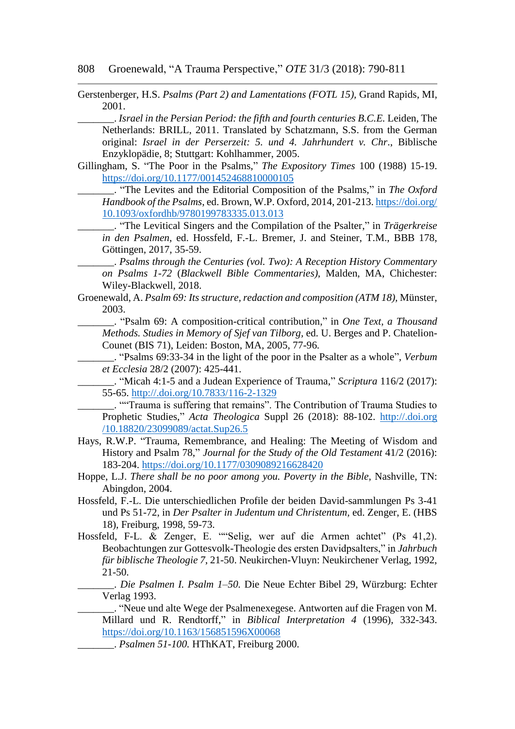Gerstenberger, H.S. *Psalms (Part 2) and Lamentations (FOTL 15)*, Grand Rapids, MI, 2001.

_______. *Israel in the Persian Period: the fifth and fourth centuries B.C.E.* Leiden, The Netherlands: BRILL, 2011. Translated by Schatzmann, S.S. from the German original: *Israel in der Perserzeit: 5. und 4. Jahrhundert v. Chr*., Biblische Enzyklopädie, 8; Stuttgart: Kohlhammer, 2005.

Gillingham, S. "The Poor in the Psalms," *The Expository Times* 100 (1988) 15-19. https://doi.org/10.1177/001452468810000105

_______. "The Levites and the Editorial Composition of the Psalms," in *The Oxford Handbook of the Psalms*, ed. Brown, W.P. Oxford, 2014, 201-213. https://doi.org/10.1093/oxfordhb/9780199783335.013.013

_______. "The Levitical Singers and the Compilation of the Psalter," in *Trägerkreise in den Psalmen*, ed. Hossfeld, F.-L. Bremer, J. and Steiner, T.M., BBB 178, Göttingen, 2017, 35-59.

_______. *Psalms through the Centuries (vol. Two): A Reception History Commentary on Psalms 1-72* (*Blackwell Bible Commentaries)*, Malden, MA, Chichester: Wiley-Blackwell, 2018.

Groenewald, A. *Psalm 69: Its structure, redaction and composition (ATM 18)*, Münster, 2003.

_______. "Psalm 69: A composition-critical contribution," in *One Text, a Thousand Methods. Studies in Memory of Sjef van Tilborg*, ed. U. Berges and P. Chatelion-Counet (BIS 71), Leiden: Boston, MA, 2005, 77-96.

_______. "Psalms 69:33-34 in the light of the poor in the Psalter as a whole", *Verbum et Ecclesia* 28/2 (2007): 425-441.

_______. "Micah 4:1-5 and a Judean Experience of Trauma," *Scriptura* 116/2 (2017): 55-65. http://.doi.org/10.7833/116-2-1329

_______. ""Trauma is suffering that remains". The Contribution of Trauma Studies to Prophetic Studies," *Acta Theologica* Suppl 26 (2018): 88-102. http://.doi.org/10.18820/23099089/actat.Sup26.5

Hays, R.W.P. "Trauma, Remembrance, and Healing: The Meeting of Wisdom and History and Psalm 78," *Journal for the Study of the Old Testament* 41/2 (2016): 183-204. https://doi.org/10.1177/0309089216628420

Hoppe, L.J. *There shall be no poor among you. Poverty in the Bible*, Nashville, TN: Abingdon, 2004.

Hossfeld, F.-L. Die unterschiedlichen Profile der beiden David-sammlungen Ps 3-41 und Ps 51-72, in *Der Psalter in Judentum und Christentum*, ed. Zenger, E. (HBS 18), Freiburg, 1998, 59-73.

Hossfeld, F-L. & Zenger, E. ""Selig, wer auf die Armen achtet" (Ps 41,2). Beobachtungen zur Gottesvolk-Theologie des ersten Davidpsalters," in *Jahrbuch für biblische Theologie 7*, 21-50. Neukirchen-Vluyn: Neukirchener Verlag, 1992, 21-50.

_______. *Die Psalmen I. Psalm 1–50*. Die Neue Echter Bibel 29, Würzburg: Echter Verlag 1993.

_______. "Neue und alte Wege der Psalmenexegese. Antworten auf die Fragen von M. Millard und R. Rendtorff," in *Biblical Interpretation 4* (1996), 332-343. https://doi.org/10.1163/156851596X00068

_______. *Psalmen 51-100*. HThKAT, Freiburg 2000.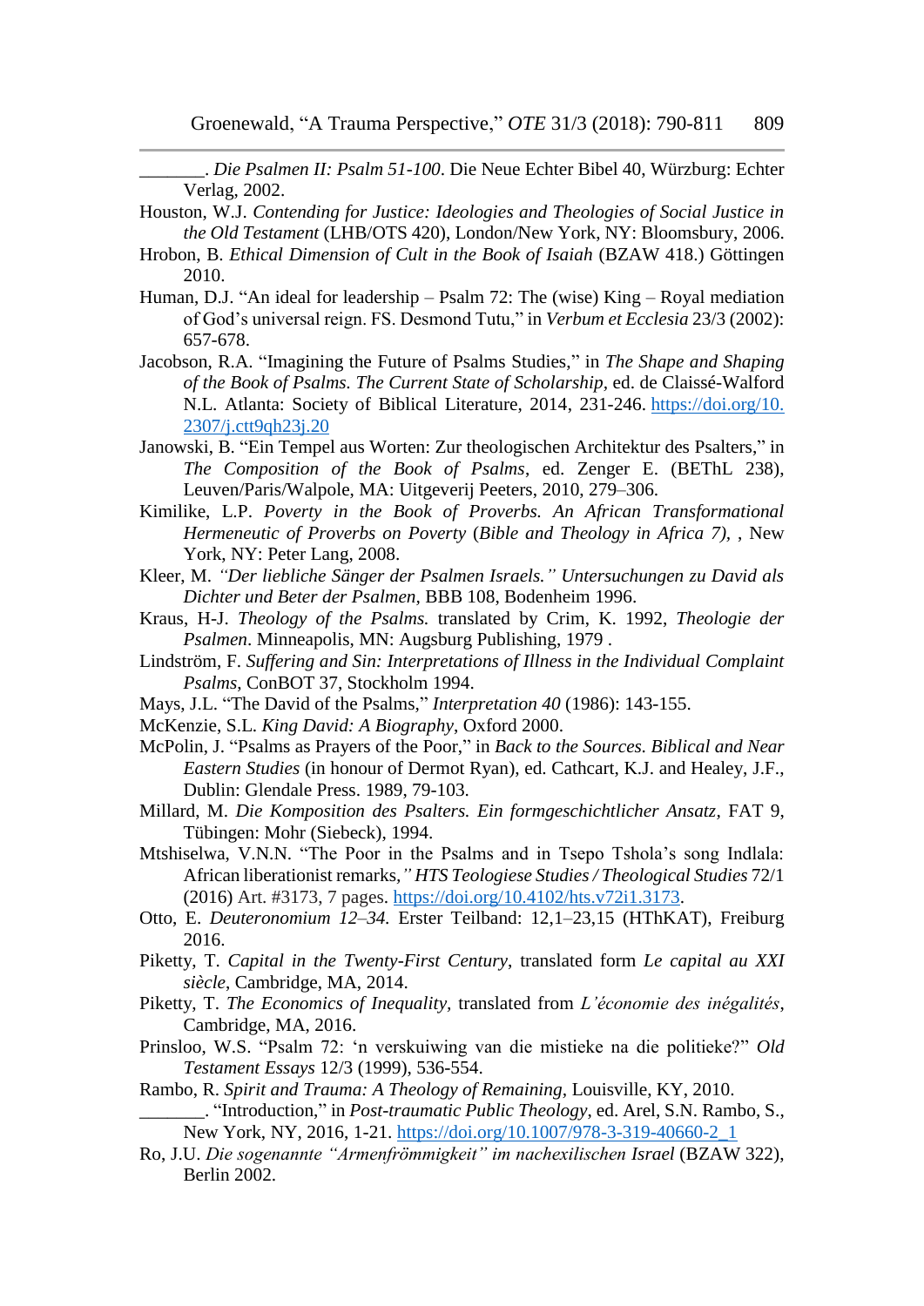_______. *Die Psalmen II: Psalm 51-100*. Die Neue Echter Bibel 40, Würzburg: Echter Verlag, 2002.

Houston, W.J. *Contending for Justice: Ideologies and Theologies of Social Justice in the Old Testament* (LHB/OTS 420), London/New York, NY: Bloomsbury, 2006.

Hrobon, B. *Ethical Dimension of Cult in the Book of Isaiah* (BZAW 418.) Göttingen 2010.

Human, D.J. "An ideal for leadership – Psalm 72: The (wise) King – Royal mediation of God's universal reign. FS. Desmond Tutu," in *Verbum et Ecclesia* 23/3 (2002): 657-678.

Jacobson, R.A. "Imagining the Future of Psalms Studies," in *The Shape and Shaping of the Book of Psalms. The Current State of Scholarship,* ed. de Claissé-Walford N.L. Atlanta: Society of Biblical Literature, 2014, 231-246. https://doi.org/10.2307/j.ctt9qh23j.20

Janowski, B. "Ein Tempel aus Worten: Zur theologischen Architektur des Psalters," in *The Composition of the Book of Psalms*, ed. Zenger E. (BEThL 238), Leuven/Paris/Walpole, MA: Uitgeverij Peeters, 2010, 279–306.

Kimilike, L.P. *Poverty in the Book of Proverbs. An African Transformational Hermeneutic of Proverbs on Poverty* (*Bible and Theology in Africa 7), ,* New York, NY: Peter Lang, 2008.

Kleer, M. *"Der liebliche Sänger der Psalmen Israels." Untersuchungen zu David als Dichter und Beter der Psalmen,* BBB 108, Bodenheim 1996.

Kraus, H-J. *Theology of the Psalms.* translated by Crim, K. 1992, *Theologie der Psalmen*. Minneapolis, MN: Augsburg Publishing, 1979 .

Lindström, F. *Suffering and Sin: Interpretations of Illness in the Individual Complaint Psalms*, ConBOT 37, Stockholm 1994.

Mays, J.L. "The David of the Psalms," *Interpretation 40* (1986): 143-155.

McKenzie, S.L. *King David: A Biography*, Oxford 2000.

McPolin, J. "Psalms as Prayers of the Poor," in *Back to the Sources. Biblical and Near Eastern Studies* (in honour of Dermot Ryan), ed. Cathcart, K.J. and Healey, J.F., Dublin: Glendale Press. 1989, 79-103.

Millard, M. *Die Komposition des Psalters. Ein formgeschichtlicher Ansatz*, FAT 9, Tübingen: Mohr (Siebeck), 1994.

Mtshiselwa, V.N.N. "The Poor in the Psalms and in Tsepo Tshola's song Indlala: African liberationist remarks*," HTS Teologiese Studies / Theological Studies* 72/1 (2016) Art. #3173, 7 pages. https://doi.org/10.4102/hts.v72i1.3173.

Otto, E. *Deuteronomium 12–34.* Erster Teilband: 12,1–23,15 (HThKAT), Freiburg 2016.

Piketty, T. *Capital in the Twenty-First Century*, translated form *Le capital au XXI siècle*, Cambridge, MA, 2014.

Piketty, T. *The Economics of Inequality,* translated from *L'économie des inégalités*, Cambridge, MA, 2016.

Prinsloo, W.S. "Psalm 72: 'n verskuiwing van die mistieke na die politieke?" *Old Testament Essays* 12/3 (1999), 536-554.

Rambo, R. *Spirit and Trauma: A Theology of Remaining,* Louisville, KY, 2010.

_______. "Introduction," in *Post-traumatic Public Theology*, ed. Arel, S.N. Rambo, S., New York, NY, 2016, 1-21. https://doi.org/10.1007/978-3-319-40660-2_1

Ro, J.U. *Die sogenannte "Armenfrömmigkeit" im nachexilischen Israel* (BZAW 322), Berlin 2002.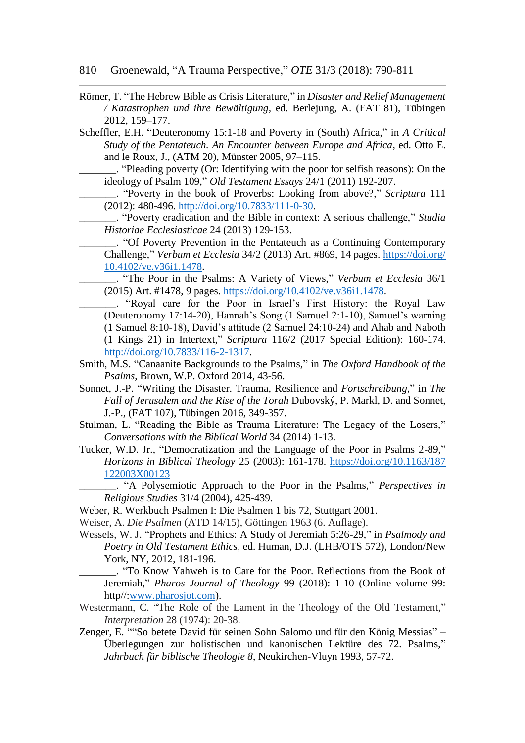Römer, T. "The Hebrew Bible as Crisis Literature," in *Disaster and Relief Management / Katastrophen und ihre Bewältigung*, ed. Berlejung, A. (FAT 81), Tübingen 2012, 159–177.

Scheffler, E.H. "Deuteronomy 15:1-18 and Poverty in (South) Africa," in *A Critical Study of the Pentateuch. An Encounter between Europe and Africa*, ed. Otto E. and le Roux, J., (ATM 20), Münster 2005, 97–115.

_______. "Pleading poverty (Or: Identifying with the poor for selfish reasons): On the ideology of Psalm 109," *Old Testament Essays* 24/1 (2011) 192-207.

_______. "Poverty in the book of Proverbs: Looking from above?," *Scriptura* 111 (2012): 480-496. http://doi.org/10.7833/111-0-30.

_______. "Poverty eradication and the Bible in context: A serious challenge," *Studia Historiae Ecclesiasticae* 24 (2013) 129-153.

_______. "Of Poverty Prevention in the Pentateuch as a Continuing Contemporary Challenge," *Verbum et Ecclesia* 34/2 (2013) Art. #869, 14 pages. https://doi.org/10.4102/ve.v36i1.1478.

_______. "The Poor in the Psalms: A Variety of Views," *Verbum et Ecclesia* 36/1 (2015) Art. #1478, 9 pages. https://doi.org/10.4102/ve.v36i1.1478.

_______. "Royal care for the Poor in Israel's First History: the Royal Law (Deuteronomy 17:14-20), Hannah's Song (1 Samuel 2:1-10), Samuel's warning (1 Samuel 8:10-18), David's attitude (2 Samuel 24:10-24) and Ahab and Naboth (1 Kings 21) in Intertext," *Scriptura* 116/2 (2017 Special Edition): 160-174. http://doi.org/10.7833/116-2-1317.

Smith, M.S. "Canaanite Backgrounds to the Psalms," in *The Oxford Handbook of the Psalms*, Brown, W.P. Oxford 2014, 43-56.

Sonnet, J.-P. "Writing the Disaster. Trauma, Resilience and *Fortschreibung*," in *The Fall of Jerusalem and the Rise of the Torah* Dubovský, P. Markl, D. and Sonnet, J.-P., (FAT 107), Tübingen 2016, 349-357.

Stulman, L. "Reading the Bible as Trauma Literature: The Legacy of the Losers," *Conversations with the Biblical World* 34 (2014) 1-13.

Tucker, W.D. Jr., "Democratization and the Language of the Poor in Psalms 2-89," *Horizons in Biblical Theology* 25 (2003): 161-178. https://doi.org/10.1163/187122003X00123

_______. "A Polysemiotic Approach to the Poor in the Psalms," *Perspectives in Religious Studies* 31/4 (2004), 425-439.

Weber, R. Werkbuch Psalmen I: Die Psalmen 1 bis 72, Stuttgart 2001.

Weiser, A. *Die Psalmen* (ATD 14/15), Göttingen 1963 (6. Auflage).

Wessels, W. J. "Prophets and Ethics: A Study of Jeremiah 5:26-29," in *Psalmody and Poetry in Old Testament Ethics*, ed. Human, D.J. (LHB/OTS 572), London/New York, NY, 2012, 181-196.

_______. "To Know Yahweh is to Care for the Poor. Reflections from the Book of Jeremiah," *Pharos Journal of Theology* 99 (2018): 1-10 (Online volume 99: http//:www.pharosjot.com).

Westermann, C. "The Role of the Lament in the Theology of the Old Testament," *Interpretation* 28 (1974): 20-38.

Zenger, E. ""So betete David für seinen Sohn Salomo und für den König Messias" – Überlegungen zur holistischen und kanonischen Lektüre des 72. Psalms," *Jahrbuch für biblische Theologie 8*, Neukirchen-Vluyn 1993, 57-72.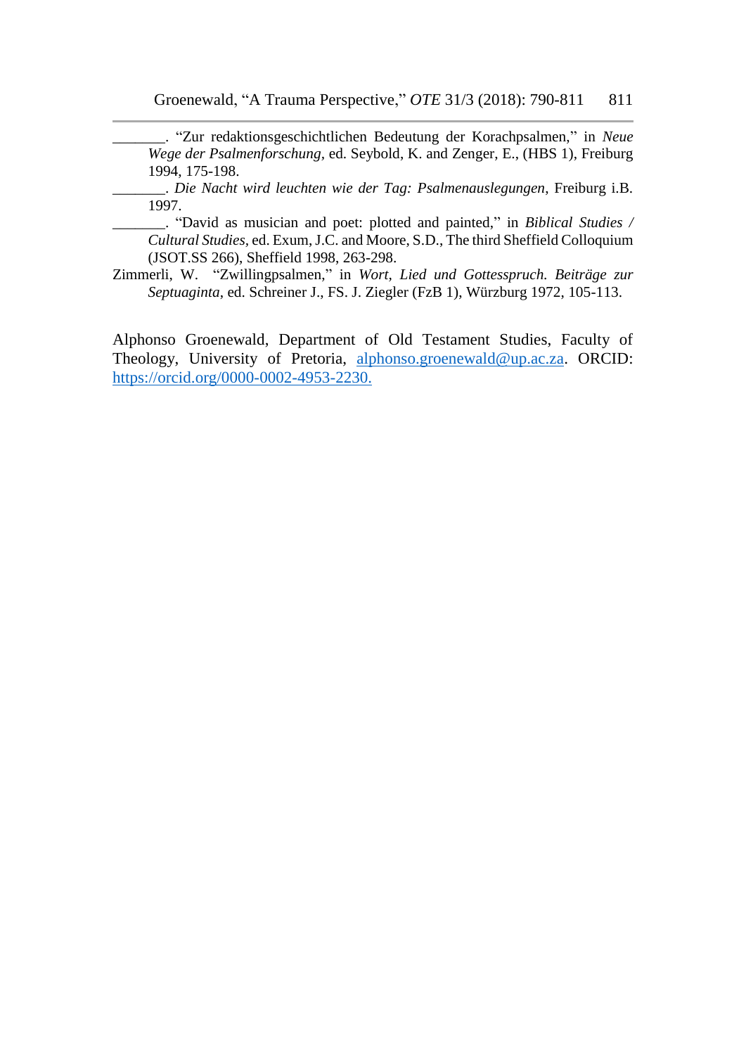_______. "Zur redaktionsgeschichtlichen Bedeutung der Korachpsalmen," in *Neue Wege der Psalmenforschung*, ed. Seybold, K. and Zenger, E., (HBS 1), Freiburg 1994, 175-198.

_______. *Die Nacht wird leuchten wie der Tag: Psalmenauslegungen*, Freiburg i.B. 1997.

_______. "David as musician and poet: plotted and painted," in *Biblical Studies / Cultural Studies*, ed. Exum, J.C. and Moore, S.D., The third Sheffield Colloquium (JSOT.SS 266), Sheffield 1998, 263-298.

Zimmerli, W. "Zwillingpsalmen," in *Wort, Lied und Gottesspruch. Beiträge zur Septuaginta*, ed. Schreiner J., FS. J. Ziegler (FzB 1), Würzburg 1972, 105-113.

Alphonso Groenewald, Department of Old Testament Studies, Faculty of Theology, University of Pretoria, alphonso.groenewald@up.ac.za. ORCID: https://orcid.org/0000-0002-4953-2230.